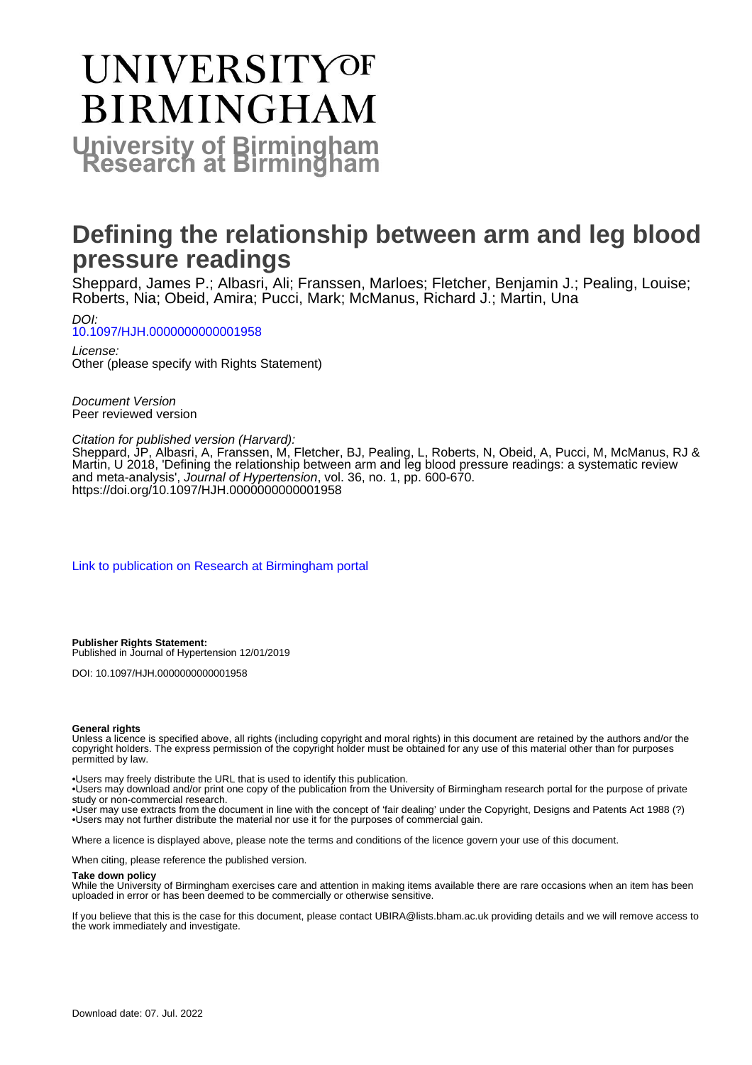# UNIVERSITY OF BIRMINGHAM

**University of Birmingham Research at Birmingham**

# Defining the relationship between arm and leg blood pressure readings

Sheppard, James P.; Albasri, Ali; Franssen, Marloes; Fletcher, Benjamin J.; Pealing, Louise; Roberts, Nia; Obeid, Amira; Pucci, Mark; McManus, Richard J.; Martin, Una

*DOI:*
10.1097/HJH.0000000000001958

*License:*
Other (please specify with Rights Statement)

*Document Version*
Peer reviewed version

*Citation for published version (Harvard):*
Sheppard, JP, Albasri, A, Franssen, M, Fletcher, BJ, Pealing, L, Roberts, N, Obeid, A, Pucci, M, McManus, RJ & Martin, U 2018, 'Defining the relationship between arm and leg blood pressure readings: a systematic review and meta-analysis', *Journal of Hypertension*, vol. 36, no. 1, pp. 600-670. https://doi.org/10.1097/HJH.0000000000001958

Link to publication on Research at Birmingham portal

**Publisher Rights Statement:**
Published in Journal of Hypertension 12/01/2019

DOI: 10.1097/HJH.0000000000001958

**General rights**

Unless a licence is specified above, all rights (including copyright and moral rights) in this document are retained by the authors and/or the copyright holders. The express permission of the copyright holder must be obtained for any use of this material other than for purposes permitted by law.

•Users may freely distribute the URL that is used to identify this publication.
•Users may download and/or print one copy of the publication from the University of Birmingham research portal for the purpose of private study or non-commercial research.
•User may use extracts from the document in line with the concept of 'fair dealing' under the Copyright, Designs and Patents Act 1988 (?)
•Users may not further distribute the material nor use it for the purposes of commercial gain.

Where a licence is displayed above, please note the terms and conditions of the licence govern your use of this document.

When citing, please reference the published version.

**Take down policy**

While the University of Birmingham exercises care and attention in making items available there are rare occasions when an item has been uploaded in error or has been deemed to be commercially or otherwise sensitive.

If you believe that this is the case for this document, please contact UBIRA@lists.bham.ac.uk providing details and we will remove access to the work immediately and investigate.

Download date: 07. Jul. 2022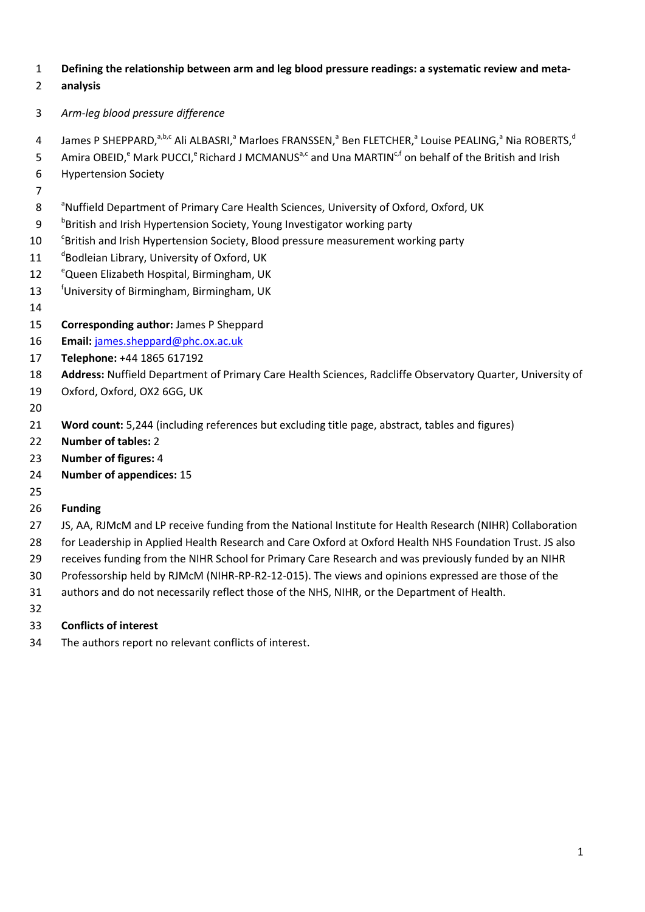# Defining the relationship between arm and leg blood pressure readings: a systematic review and meta-analysis

*Arm-leg blood pressure difference*

James P SHEPPARD,[a,b,c] Ali ALBASRI,[a] Marloes FRANSSEN,[a] Ben FLETCHER,[a] Louise PEALING,[a] Nia ROBERTS,[d] Amira OBEID,[e] Mark PUCCI,[e] Richard J MCMANUS[a,c] and Una MARTIN[c,f] on behalf of the British and Irish Hypertension Society

[a]Nuffield Department of Primary Care Health Sciences, University of Oxford, Oxford, UK
[b]British and Irish Hypertension Society, Young Investigator working party
[c]British and Irish Hypertension Society, Blood pressure measurement working party
[d]Bodleian Library, University of Oxford, UK
[e]Queen Elizabeth Hospital, Birmingham, UK
[f]University of Birmingham, Birmingham, UK

**Corresponding author:** James P Sheppard
**Email:** james.sheppard@phc.ox.ac.uk
**Telephone:** +44 1865 617192
**Address:** Nuffield Department of Primary Care Health Sciences, Radcliffe Observatory Quarter, University of Oxford, Oxford, OX2 6GG, UK

**Word count:** 5,244 (including references but excluding title page, abstract, tables and figures)
**Number of tables:** 2
**Number of figures:** 4
**Number of appendices:** 15

**Funding**

JS, AA, RJMcM and LP receive funding from the National Institute for Health Research (NIHR) Collaboration for Leadership in Applied Health Research and Care Oxford at Oxford Health NHS Foundation Trust. JS also receives funding from the NIHR School for Primary Care Research and was previously funded by an NIHR Professorship held by RJMcM (NIHR-RP-R2-12-015). The views and opinions expressed are those of the authors and do not necessarily reflect those of the NHS, NIHR, or the Department of Health.

**Conflicts of interest**

The authors report no relevant conflicts of interest.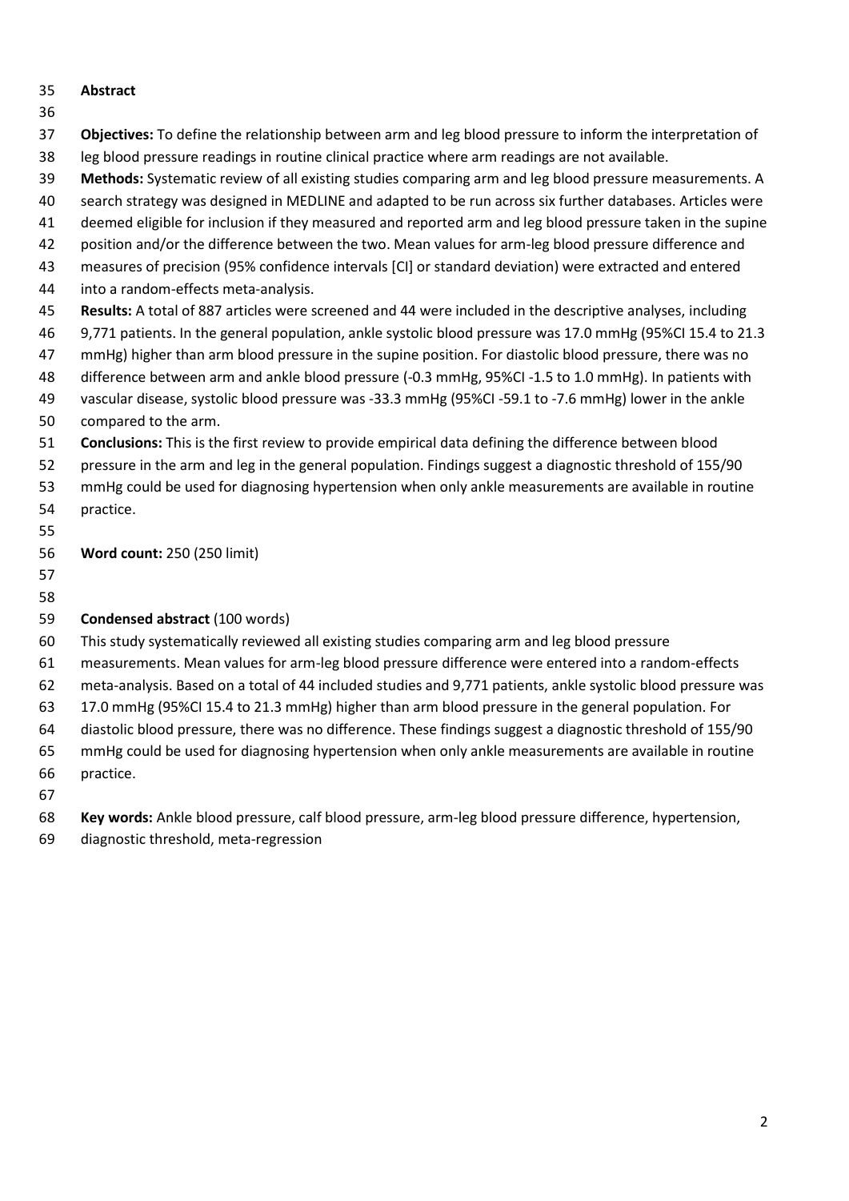## Abstract

**Objectives:** To define the relationship between arm and leg blood pressure to inform the interpretation of leg blood pressure readings in routine clinical practice where arm readings are not available.

**Methods:** Systematic review of all existing studies comparing arm and leg blood pressure measurements. A search strategy was designed in MEDLINE and adapted to be run across six further databases. Articles were deemed eligible for inclusion if they measured and reported arm and leg blood pressure taken in the supine position and/or the difference between the two. Mean values for arm-leg blood pressure difference and measures of precision (95% confidence intervals [CI] or standard deviation) were extracted and entered into a random-effects meta-analysis.

**Results:** A total of 887 articles were screened and 44 were included in the descriptive analyses, including 9,771 patients. In the general population, ankle systolic blood pressure was 17.0 mmHg (95%CI 15.4 to 21.3 mmHg) higher than arm blood pressure in the supine position. For diastolic blood pressure, there was no difference between arm and ankle blood pressure (-0.3 mmHg, 95%CI -1.5 to 1.0 mmHg). In patients with vascular disease, systolic blood pressure was -33.3 mmHg (95%CI -59.1 to -7.6 mmHg) lower in the ankle compared to the arm.

**Conclusions:** This is the first review to provide empirical data defining the difference between blood pressure in the arm and leg in the general population. Findings suggest a diagnostic threshold of 155/90 mmHg could be used for diagnosing hypertension when only ankle measurements are available in routine practice.

**Word count:** 250 (250 limit)

**Condensed abstract** (100 words)

This study systematically reviewed all existing studies comparing arm and leg blood pressure measurements. Mean values for arm-leg blood pressure difference were entered into a random-effects meta-analysis. Based on a total of 44 included studies and 9,771 patients, ankle systolic blood pressure was 17.0 mmHg (95%CI 15.4 to 21.3 mmHg) higher than arm blood pressure in the general population. For diastolic blood pressure, there was no difference. These findings suggest a diagnostic threshold of 155/90 mmHg could be used for diagnosing hypertension when only ankle measurements are available in routine practice.

**Key words:** Ankle blood pressure, calf blood pressure, arm-leg blood pressure difference, hypertension, diagnostic threshold, meta-regression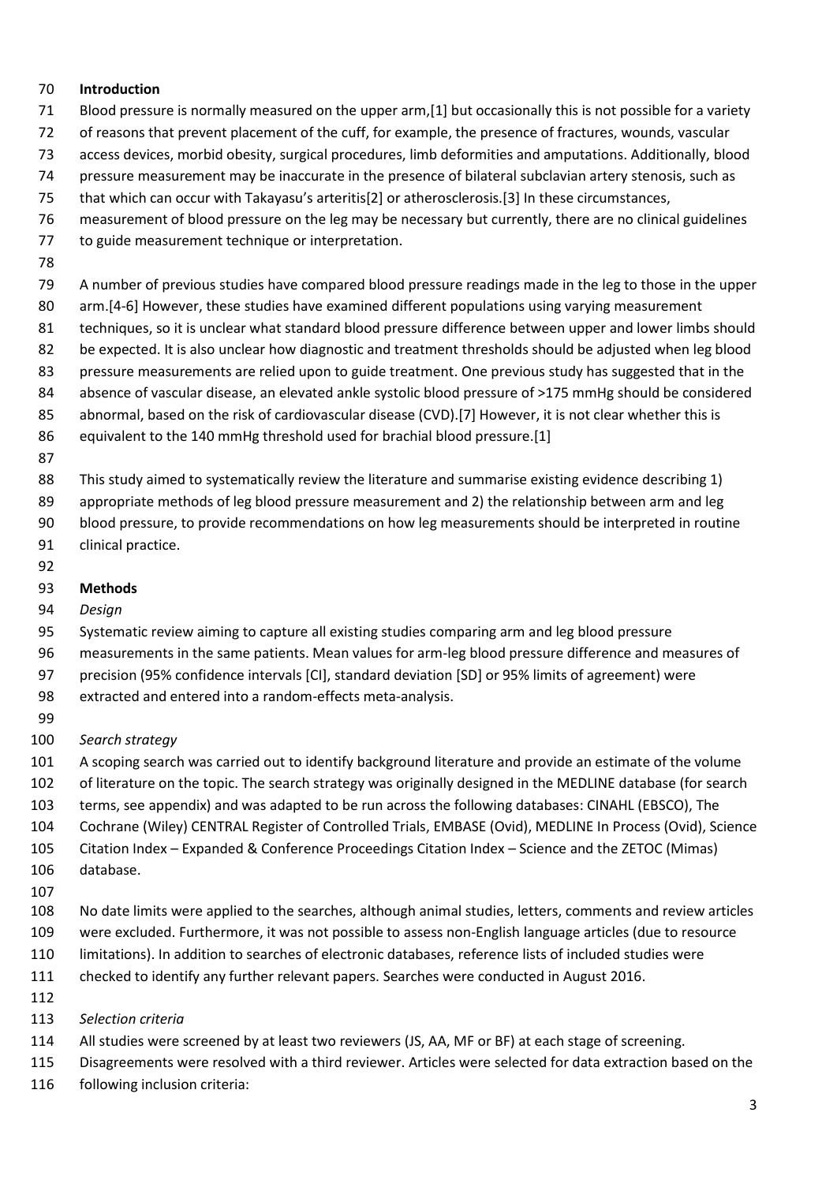## Introduction

Blood pressure is normally measured on the upper arm,[1] but occasionally this is not possible for a variety of reasons that prevent placement of the cuff, for example, the presence of fractures, wounds, vascular access devices, morbid obesity, surgical procedures, limb deformities and amputations. Additionally, blood pressure measurement may be inaccurate in the presence of bilateral subclavian artery stenosis, such as that which can occur with Takayasu's arteritis[2] or atherosclerosis.[3] In these circumstances, measurement of blood pressure on the leg may be necessary but currently, there are no clinical guidelines to guide measurement technique or interpretation.

A number of previous studies have compared blood pressure readings made in the leg to those in the upper arm.[4-6] However, these studies have examined different populations using varying measurement techniques, so it is unclear what standard blood pressure difference between upper and lower limbs should be expected. It is also unclear how diagnostic and treatment thresholds should be adjusted when leg blood pressure measurements are relied upon to guide treatment. One previous study has suggested that in the absence of vascular disease, an elevated ankle systolic blood pressure of >175 mmHg should be considered abnormal, based on the risk of cardiovascular disease (CVD).[7] However, it is not clear whether this is equivalent to the 140 mmHg threshold used for brachial blood pressure.[1]

This study aimed to systematically review the literature and summarise existing evidence describing 1) appropriate methods of leg blood pressure measurement and 2) the relationship between arm and leg blood pressure, to provide recommendations on how leg measurements should be interpreted in routine clinical practice.

## Methods

### *Design*

Systematic review aiming to capture all existing studies comparing arm and leg blood pressure measurements in the same patients. Mean values for arm-leg blood pressure difference and measures of precision (95% confidence intervals [CI], standard deviation [SD] or 95% limits of agreement) were extracted and entered into a random-effects meta-analysis.

### *Search strategy*

A scoping search was carried out to identify background literature and provide an estimate of the volume of literature on the topic. The search strategy was originally designed in the MEDLINE database (for search terms, see appendix) and was adapted to be run across the following databases: CINAHL (EBSCO), The Cochrane (Wiley) CENTRAL Register of Controlled Trials, EMBASE (Ovid), MEDLINE In Process (Ovid), Science Citation Index – Expanded & Conference Proceedings Citation Index – Science and the ZETOC (Mimas) database.

No date limits were applied to the searches, although animal studies, letters, comments and review articles were excluded. Furthermore, it was not possible to assess non-English language articles (due to resource limitations). In addition to searches of electronic databases, reference lists of included studies were checked to identify any further relevant papers. Searches were conducted in August 2016.

### *Selection criteria*

All studies were screened by at least two reviewers (JS, AA, MF or BF) at each stage of screening. Disagreements were resolved with a third reviewer. Articles were selected for data extraction based on the following inclusion criteria: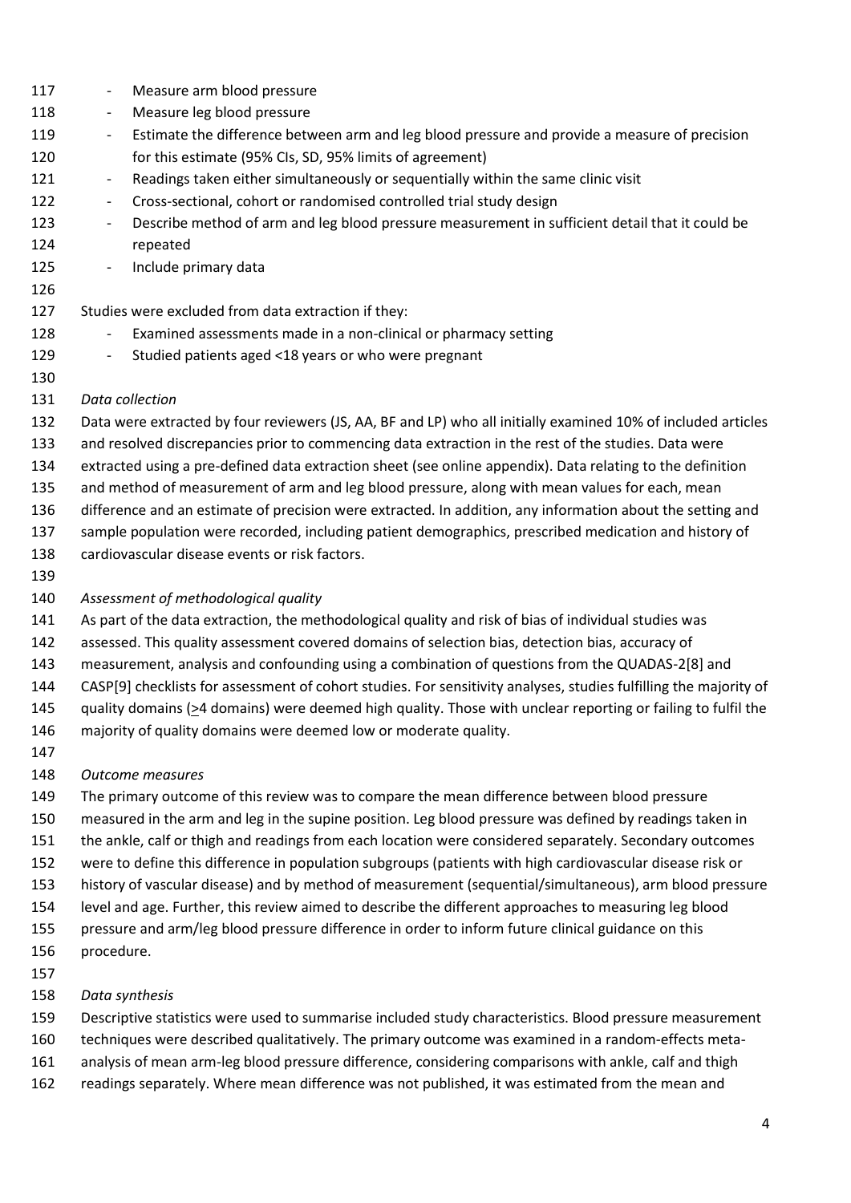- Measure arm blood pressure
- Measure leg blood pressure
- Estimate the difference between arm and leg blood pressure and provide a measure of precision for this estimate (95% CIs, SD, 95% limits of agreement)
- Readings taken either simultaneously or sequentially within the same clinic visit
- Cross-sectional, cohort or randomised controlled trial study design
- Describe method of arm and leg blood pressure measurement in sufficient detail that it could be repeated
- Include primary data

Studies were excluded from data extraction if they:

- Examined assessments made in a non-clinical or pharmacy setting
- Studied patients aged <18 years or who were pregnant

*Data collection*

Data were extracted by four reviewers (JS, AA, BF and LP) who all initially examined 10% of included articles and resolved discrepancies prior to commencing data extraction in the rest of the studies. Data were extracted using a pre-defined data extraction sheet (see online appendix). Data relating to the definition and method of measurement of arm and leg blood pressure, along with mean values for each, mean difference and an estimate of precision were extracted. In addition, any information about the setting and sample population were recorded, including patient demographics, prescribed medication and history of cardiovascular disease events or risk factors.

*Assessment of methodological quality*

As part of the data extraction, the methodological quality and risk of bias of individual studies was assessed. This quality assessment covered domains of selection bias, detection bias, accuracy of measurement, analysis and confounding using a combination of questions from the QUADAS-2[8] and CASP[9] checklists for assessment of cohort studies. For sensitivity analyses, studies fulfilling the majority of quality domains (≥4 domains) were deemed high quality. Those with unclear reporting or failing to fulfil the majority of quality domains were deemed low or moderate quality.

*Outcome measures*

The primary outcome of this review was to compare the mean difference between blood pressure measured in the arm and leg in the supine position. Leg blood pressure was defined by readings taken in the ankle, calf or thigh and readings from each location were considered separately. Secondary outcomes were to define this difference in population subgroups (patients with high cardiovascular disease risk or history of vascular disease) and by method of measurement (sequential/simultaneous), arm blood pressure level and age. Further, this review aimed to describe the different approaches to measuring leg blood pressure and arm/leg blood pressure difference in order to inform future clinical guidance on this procedure.

*Data synthesis*

Descriptive statistics were used to summarise included study characteristics. Blood pressure measurement techniques were described qualitatively. The primary outcome was examined in a random-effects meta-analysis of mean arm-leg blood pressure difference, considering comparisons with ankle, calf and thigh readings separately. Where mean difference was not published, it was estimated from the mean and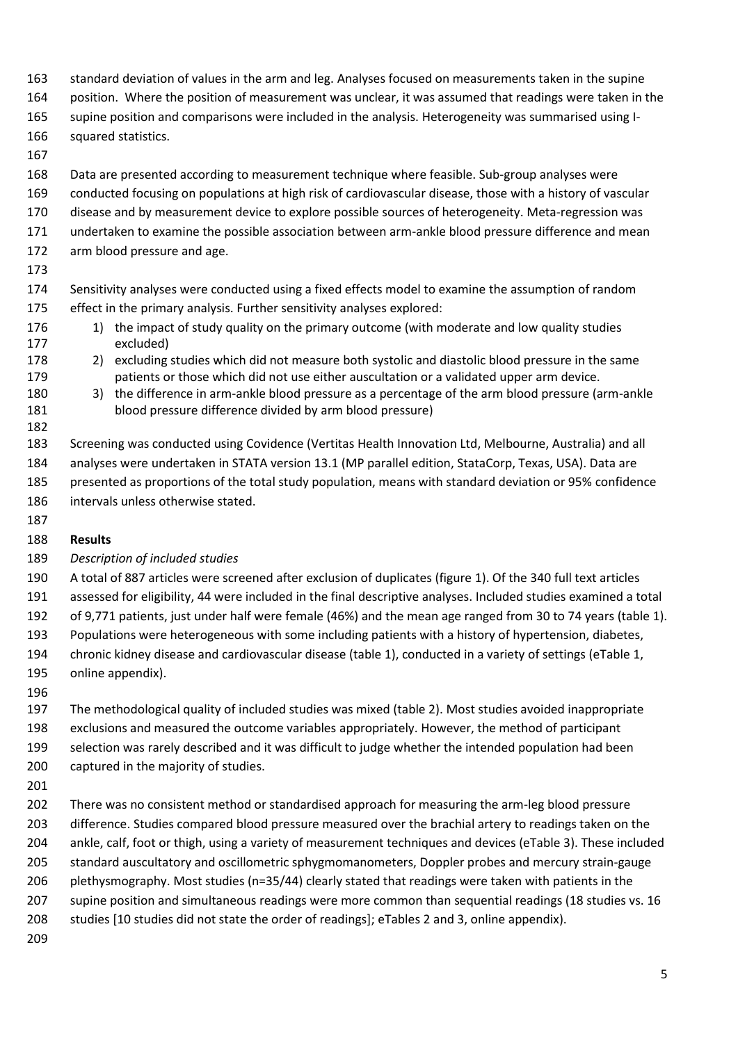standard deviation of values in the arm and leg. Analyses focused on measurements taken in the supine position. Where the position of measurement was unclear, it was assumed that readings were taken in the supine position and comparisons were included in the analysis. Heterogeneity was summarised using I-squared statistics.

Data are presented according to measurement technique where feasible. Sub-group analyses were conducted focusing on populations at high risk of cardiovascular disease, those with a history of vascular disease and by measurement device to explore possible sources of heterogeneity. Meta-regression was undertaken to examine the possible association between arm-ankle blood pressure difference and mean arm blood pressure and age.

Sensitivity analyses were conducted using a fixed effects model to examine the assumption of random effect in the primary analysis. Further sensitivity analyses explored:

1) the impact of study quality on the primary outcome (with moderate and low quality studies excluded)
2) excluding studies which did not measure both systolic and diastolic blood pressure in the same patients or those which did not use either auscultation or a validated upper arm device.
3) the difference in arm-ankle blood pressure as a percentage of the arm blood pressure (arm-ankle blood pressure difference divided by arm blood pressure)

Screening was conducted using Covidence (Vertitas Health Innovation Ltd, Melbourne, Australia) and all analyses were undertaken in STATA version 13.1 (MP parallel edition, StataCorp, Texas, USA). Data are presented as proportions of the total study population, means with standard deviation or 95% confidence intervals unless otherwise stated.

## Results

*Description of included studies*

A total of 887 articles were screened after exclusion of duplicates (figure 1). Of the 340 full text articles assessed for eligibility, 44 were included in the final descriptive analyses. Included studies examined a total of 9,771 patients, just under half were female (46%) and the mean age ranged from 30 to 74 years (table 1). Populations were heterogeneous with some including patients with a history of hypertension, diabetes, chronic kidney disease and cardiovascular disease (table 1), conducted in a variety of settings (eTable 1, online appendix).

The methodological quality of included studies was mixed (table 2). Most studies avoided inappropriate exclusions and measured the outcome variables appropriately. However, the method of participant selection was rarely described and it was difficult to judge whether the intended population had been captured in the majority of studies.

There was no consistent method or standardised approach for measuring the arm-leg blood pressure difference. Studies compared blood pressure measured over the brachial artery to readings taken on the ankle, calf, foot or thigh, using a variety of measurement techniques and devices (eTable 3). These included standard auscultatory and oscillometric sphygmomanometers, Doppler probes and mercury strain-gauge plethysmography. Most studies (n=35/44) clearly stated that readings were taken with patients in the supine position and simultaneous readings were more common than sequential readings (18 studies vs. 16 studies [10 studies did not state the order of readings]; eTables 2 and 3, online appendix).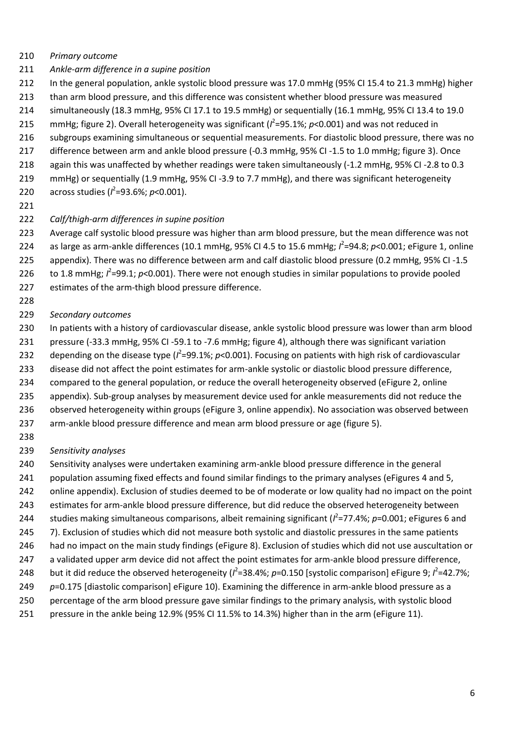*Primary outcome*

*Ankle-arm difference in a supine position*

In the general population, ankle systolic blood pressure was 17.0 mmHg (95% CI 15.4 to 21.3 mmHg) higher than arm blood pressure, and this difference was consistent whether blood pressure was measured simultaneously (18.3 mmHg, 95% CI 17.1 to 19.5 mmHg) or sequentially (16.1 mmHg, 95% CI 13.4 to 19.0 mmHg; figure 2). Overall heterogeneity was significant ($I^2$=95.1%; $p$<0.001) and was not reduced in subgroups examining simultaneous or sequential measurements. For diastolic blood pressure, there was no difference between arm and ankle blood pressure (-0.3 mmHg, 95% CI -1.5 to 1.0 mmHg; figure 3). Once again this was unaffected by whether readings were taken simultaneously (-1.2 mmHg, 95% CI -2.8 to 0.3 mmHg) or sequentially (1.9 mmHg, 95% CI -3.9 to 7.7 mmHg), and there was significant heterogeneity across studies ($I^2$=93.6%; $p$<0.001).

*Calf/thigh-arm differences in supine position*

Average calf systolic blood pressure was higher than arm blood pressure, but the mean difference was not as large as arm-ankle differences (10.1 mmHg, 95% CI 4.5 to 15.6 mmHg; $I^2$=94.8; $p$<0.001; eFigure 1, online appendix). There was no difference between arm and calf diastolic blood pressure (0.2 mmHg, 95% CI -1.5 to 1.8 mmHg; $I^2$=99.1; $p$<0.001). There were not enough studies in similar populations to provide pooled estimates of the arm-thigh blood pressure difference.

*Secondary outcomes*

In patients with a history of cardiovascular disease, ankle systolic blood pressure was lower than arm blood pressure (-33.3 mmHg, 95% CI -59.1 to -7.6 mmHg; figure 4), although there was significant variation depending on the disease type ($I^2$=99.1%; $p$<0.001). Focusing on patients with high risk of cardiovascular disease did not affect the point estimates for arm-ankle systolic or diastolic blood pressure difference, compared to the general population, or reduce the overall heterogeneity observed (eFigure 2, online appendix). Sub-group analyses by measurement device used for ankle measurements did not reduce the observed heterogeneity within groups (eFigure 3, online appendix). No association was observed between arm-ankle blood pressure difference and mean arm blood pressure or age (figure 5).

*Sensitivity analyses*

Sensitivity analyses were undertaken examining arm-ankle blood pressure difference in the general population assuming fixed effects and found similar findings to the primary analyses (eFigures 4 and 5, online appendix). Exclusion of studies deemed to be of moderate or low quality had no impact on the point estimates for arm-ankle blood pressure difference, but did reduce the observed heterogeneity between studies making simultaneous comparisons, albeit remaining significant ($I^2$=77.4%; $p$=0.001; eFigures 6 and 7). Exclusion of studies which did not measure both systolic and diastolic pressures in the same patients had no impact on the main study findings (eFigure 8). Exclusion of studies which did not use auscultation or a validated upper arm device did not affect the point estimates for arm-ankle blood pressure difference, but it did reduce the observed heterogeneity ($I^2$=38.4%; $p$=0.150 [systolic comparison] eFigure 9; $I^2$=42.7%; $p$=0.175 [diastolic comparison] eFigure 10). Examining the difference in arm-ankle blood pressure as a percentage of the arm blood pressure gave similar findings to the primary analysis, with systolic blood pressure in the ankle being 12.9% (95% CI 11.5% to 14.3%) higher than in the arm (eFigure 11).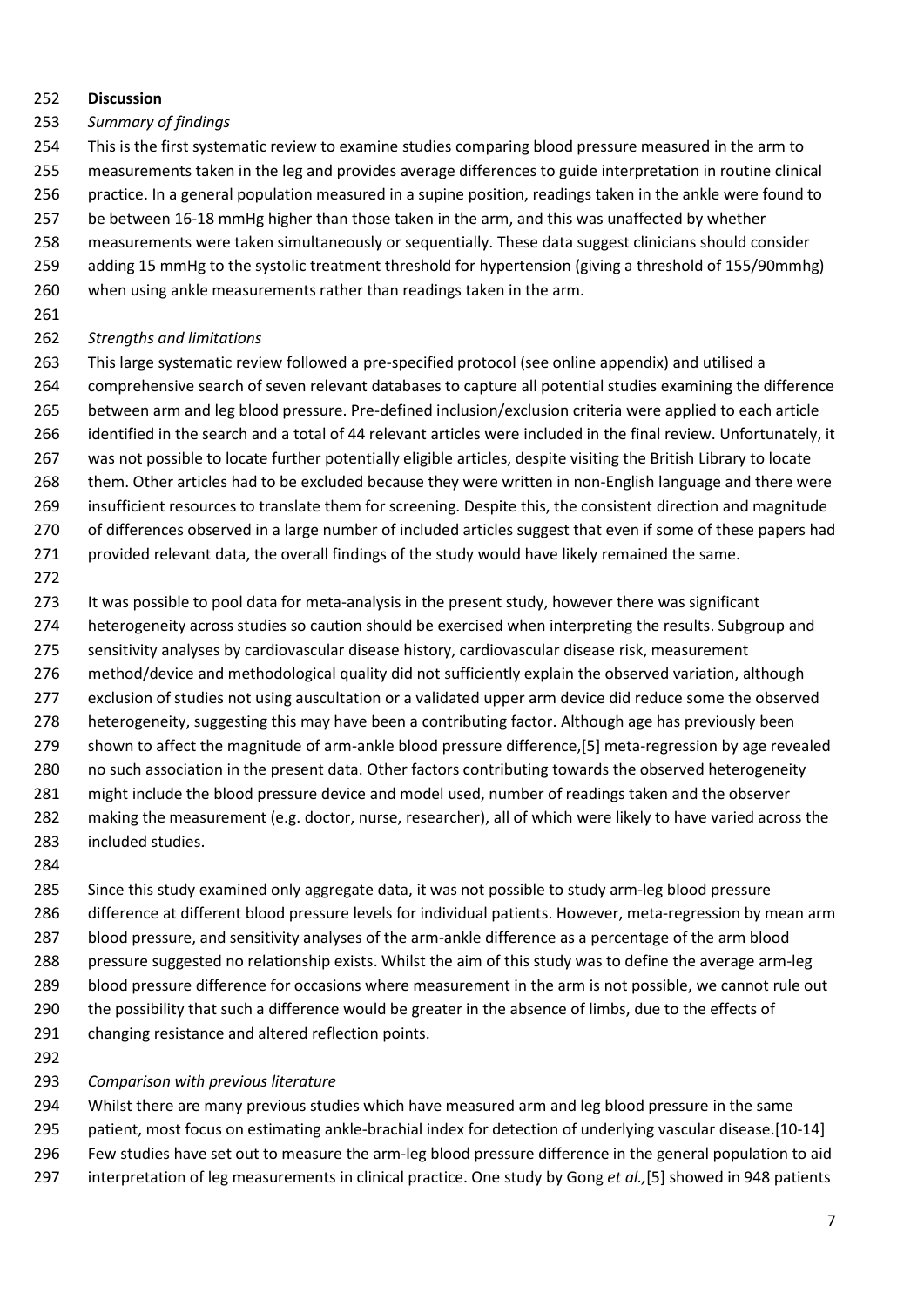## Discussion

*Summary of findings*

This is the first systematic review to examine studies comparing blood pressure measured in the arm to measurements taken in the leg and provides average differences to guide interpretation in routine clinical practice. In a general population measured in a supine position, readings taken in the ankle were found to be between 16-18 mmHg higher than those taken in the arm, and this was unaffected by whether measurements were taken simultaneously or sequentially. These data suggest clinicians should consider adding 15 mmHg to the systolic treatment threshold for hypertension (giving a threshold of 155/90mmhg) when using ankle measurements rather than readings taken in the arm.

*Strengths and limitations*

This large systematic review followed a pre-specified protocol (see online appendix) and utilised a comprehensive search of seven relevant databases to capture all potential studies examining the difference between arm and leg blood pressure. Pre-defined inclusion/exclusion criteria were applied to each article identified in the search and a total of 44 relevant articles were included in the final review. Unfortunately, it was not possible to locate further potentially eligible articles, despite visiting the British Library to locate them. Other articles had to be excluded because they were written in non-English language and there were insufficient resources to translate them for screening. Despite this, the consistent direction and magnitude of differences observed in a large number of included articles suggest that even if some of these papers had provided relevant data, the overall findings of the study would have likely remained the same.

It was possible to pool data for meta-analysis in the present study, however there was significant heterogeneity across studies so caution should be exercised when interpreting the results. Subgroup and sensitivity analyses by cardiovascular disease history, cardiovascular disease risk, measurement method/device and methodological quality did not sufficiently explain the observed variation, although exclusion of studies not using auscultation or a validated upper arm device did reduce some the observed heterogeneity, suggesting this may have been a contributing factor. Although age has previously been shown to affect the magnitude of arm-ankle blood pressure difference,[5] meta-regression by age revealed no such association in the present data. Other factors contributing towards the observed heterogeneity might include the blood pressure device and model used, number of readings taken and the observer making the measurement (e.g. doctor, nurse, researcher), all of which were likely to have varied across the included studies.

Since this study examined only aggregate data, it was not possible to study arm-leg blood pressure difference at different blood pressure levels for individual patients. However, meta-regression by mean arm blood pressure, and sensitivity analyses of the arm-ankle difference as a percentage of the arm blood pressure suggested no relationship exists. Whilst the aim of this study was to define the average arm-leg blood pressure difference for occasions where measurement in the arm is not possible, we cannot rule out the possibility that such a difference would be greater in the absence of limbs, due to the effects of changing resistance and altered reflection points.

*Comparison with previous literature*

Whilst there are many previous studies which have measured arm and leg blood pressure in the same patient, most focus on estimating ankle-brachial index for detection of underlying vascular disease.[10-14] Few studies have set out to measure the arm-leg blood pressure difference in the general population to aid interpretation of leg measurements in clinical practice. One study by Gong *et al.,*[5] showed in 948 patients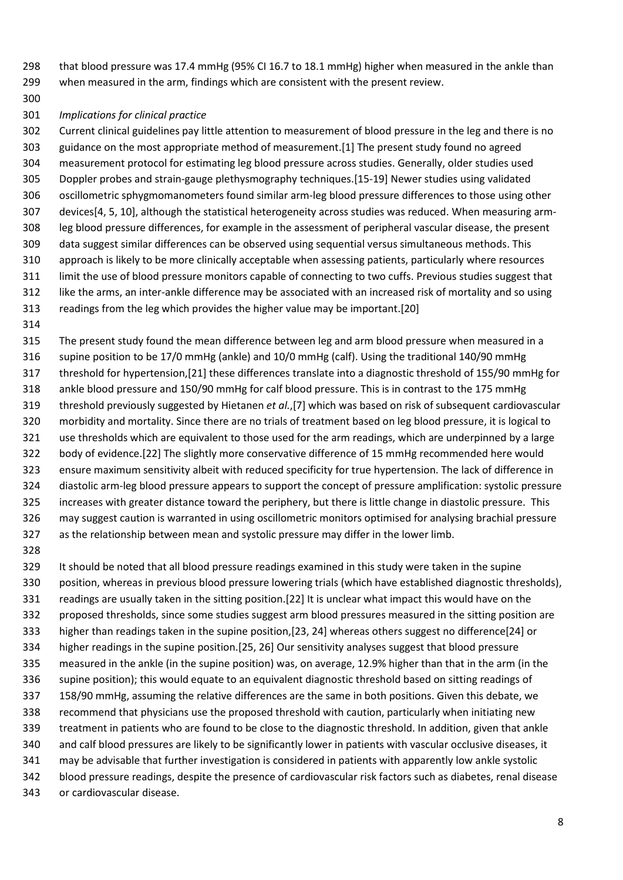that blood pressure was 17.4 mmHg (95% CI 16.7 to 18.1 mmHg) higher when measured in the ankle than when measured in the arm, findings which are consistent with the present review.

*Implications for clinical practice*

Current clinical guidelines pay little attention to measurement of blood pressure in the leg and there is no guidance on the most appropriate method of measurement.[1] The present study found no agreed measurement protocol for estimating leg blood pressure across studies. Generally, older studies used Doppler probes and strain-gauge plethysmography techniques.[15-19] Newer studies using validated oscillometric sphygmomanometers found similar arm-leg blood pressure differences to those using other devices[4, 5, 10], although the statistical heterogeneity across studies was reduced. When measuring arm-leg blood pressure differences, for example in the assessment of peripheral vascular disease, the present data suggest similar differences can be observed using sequential versus simultaneous methods. This approach is likely to be more clinically acceptable when assessing patients, particularly where resources limit the use of blood pressure monitors capable of connecting to two cuffs. Previous studies suggest that like the arms, an inter-ankle difference may be associated with an increased risk of mortality and so using readings from the leg which provides the higher value may be important.[20]

The present study found the mean difference between leg and arm blood pressure when measured in a supine position to be 17/0 mmHg (ankle) and 10/0 mmHg (calf). Using the traditional 140/90 mmHg threshold for hypertension,[21] these differences translate into a diagnostic threshold of 155/90 mmHg for ankle blood pressure and 150/90 mmHg for calf blood pressure. This is in contrast to the 175 mmHg threshold previously suggested by Hietanen *et al.*,[7] which was based on risk of subsequent cardiovascular morbidity and mortality. Since there are no trials of treatment based on leg blood pressure, it is logical to use thresholds which are equivalent to those used for the arm readings, which are underpinned by a large body of evidence.[22] The slightly more conservative difference of 15 mmHg recommended here would ensure maximum sensitivity albeit with reduced specificity for true hypertension. The lack of difference in diastolic arm-leg blood pressure appears to support the concept of pressure amplification: systolic pressure increases with greater distance toward the periphery, but there is little change in diastolic pressure. This may suggest caution is warranted in using oscillometric monitors optimised for analysing brachial pressure as the relationship between mean and systolic pressure may differ in the lower limb.

It should be noted that all blood pressure readings examined in this study were taken in the supine position, whereas in previous blood pressure lowering trials (which have established diagnostic thresholds), readings are usually taken in the sitting position.[22] It is unclear what impact this would have on the proposed thresholds, since some studies suggest arm blood pressures measured in the sitting position are higher than readings taken in the supine position,[23, 24] whereas others suggest no difference[24] or higher readings in the supine position.[25, 26] Our sensitivity analyses suggest that blood pressure measured in the ankle (in the supine position) was, on average, 12.9% higher than that in the arm (in the supine position); this would equate to an equivalent diagnostic threshold based on sitting readings of 158/90 mmHg, assuming the relative differences are the same in both positions. Given this debate, we recommend that physicians use the proposed threshold with caution, particularly when initiating new treatment in patients who are found to be close to the diagnostic threshold. In addition, given that ankle and calf blood pressures are likely to be significantly lower in patients with vascular occlusive diseases, it may be advisable that further investigation is considered in patients with apparently low ankle systolic blood pressure readings, despite the presence of cardiovascular risk factors such as diabetes, renal disease or cardiovascular disease.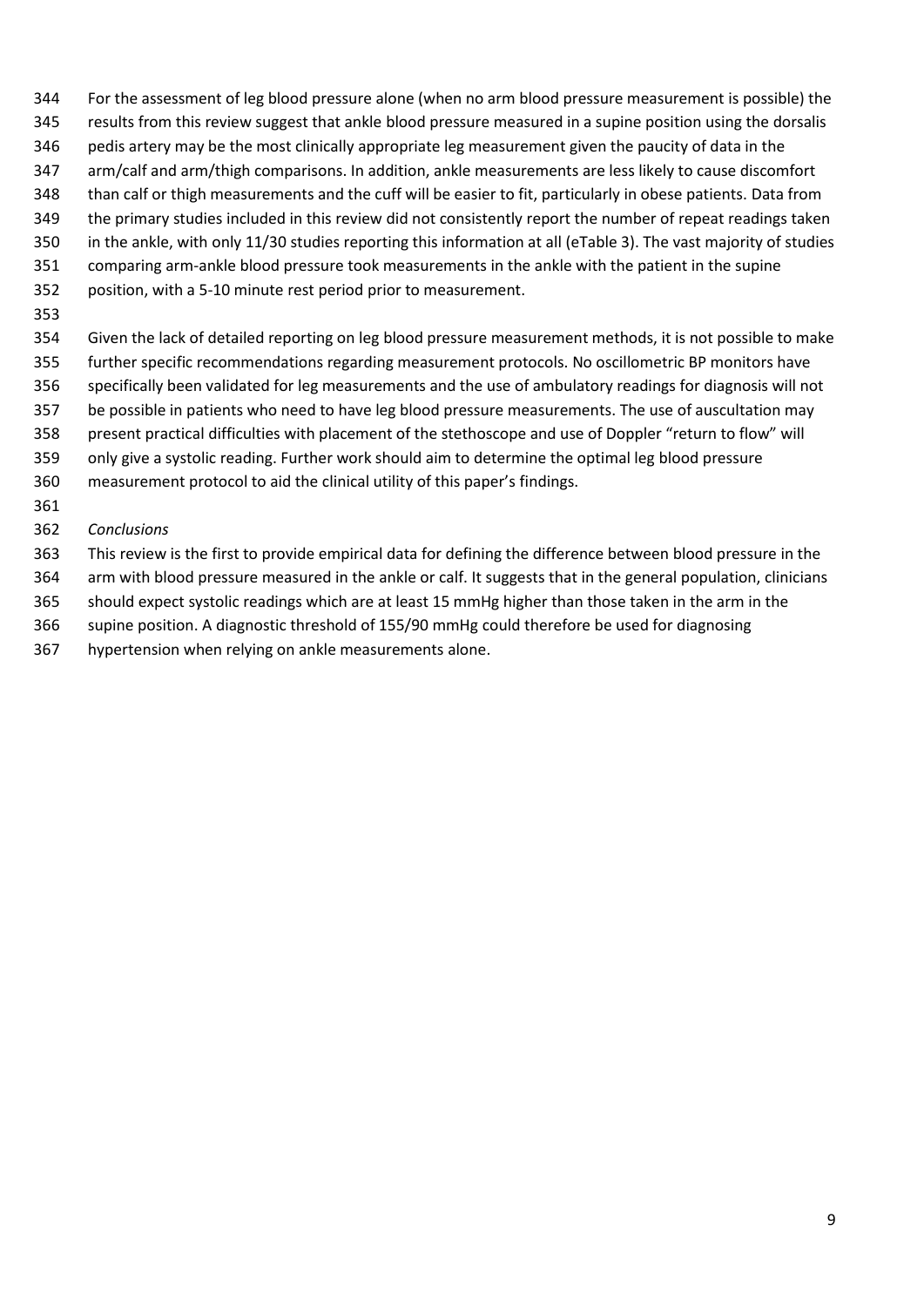For the assessment of leg blood pressure alone (when no arm blood pressure measurement is possible) the results from this review suggest that ankle blood pressure measured in a supine position using the dorsalis pedis artery may be the most clinically appropriate leg measurement given the paucity of data in the arm/calf and arm/thigh comparisons. In addition, ankle measurements are less likely to cause discomfort than calf or thigh measurements and the cuff will be easier to fit, particularly in obese patients. Data from the primary studies included in this review did not consistently report the number of repeat readings taken in the ankle, with only 11/30 studies reporting this information at all (eTable 3). The vast majority of studies comparing arm-ankle blood pressure took measurements in the ankle with the patient in the supine position, with a 5-10 minute rest period prior to measurement.

Given the lack of detailed reporting on leg blood pressure measurement methods, it is not possible to make further specific recommendations regarding measurement protocols. No oscillometric BP monitors have specifically been validated for leg measurements and the use of ambulatory readings for diagnosis will not be possible in patients who need to have leg blood pressure measurements. The use of auscultation may present practical difficulties with placement of the stethoscope and use of Doppler "return to flow" will only give a systolic reading. Further work should aim to determine the optimal leg blood pressure measurement protocol to aid the clinical utility of this paper's findings.

*Conclusions*

This review is the first to provide empirical data for defining the difference between blood pressure in the arm with blood pressure measured in the ankle or calf. It suggests that in the general population, clinicians should expect systolic readings which are at least 15 mmHg higher than those taken in the arm in the supine position. A diagnostic threshold of 155/90 mmHg could therefore be used for diagnosing hypertension when relying on ankle measurements alone.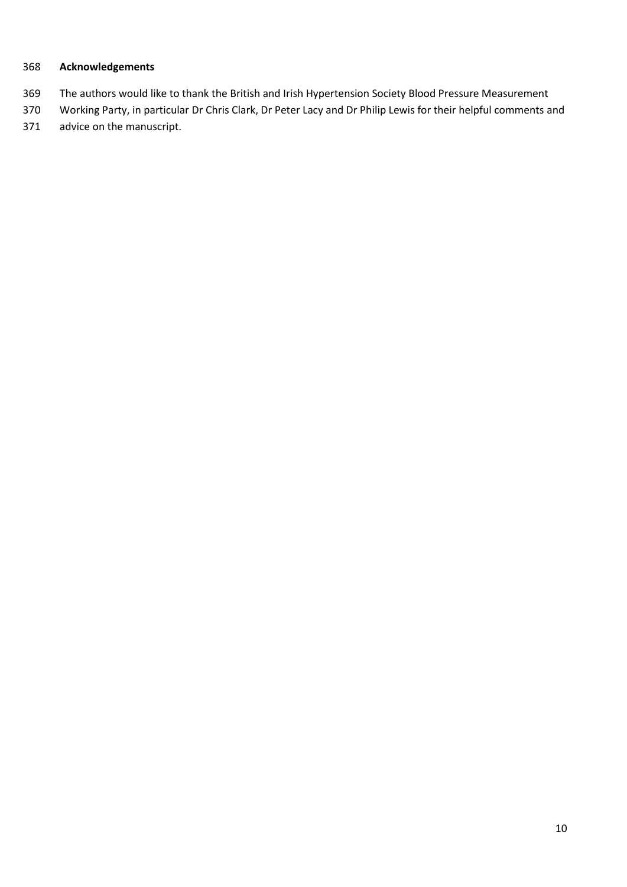**Acknowledgements**

The authors would like to thank the British and Irish Hypertension Society Blood Pressure Measurement Working Party, in particular Dr Chris Clark, Dr Peter Lacy and Dr Philip Lewis for their helpful comments and advice on the manuscript.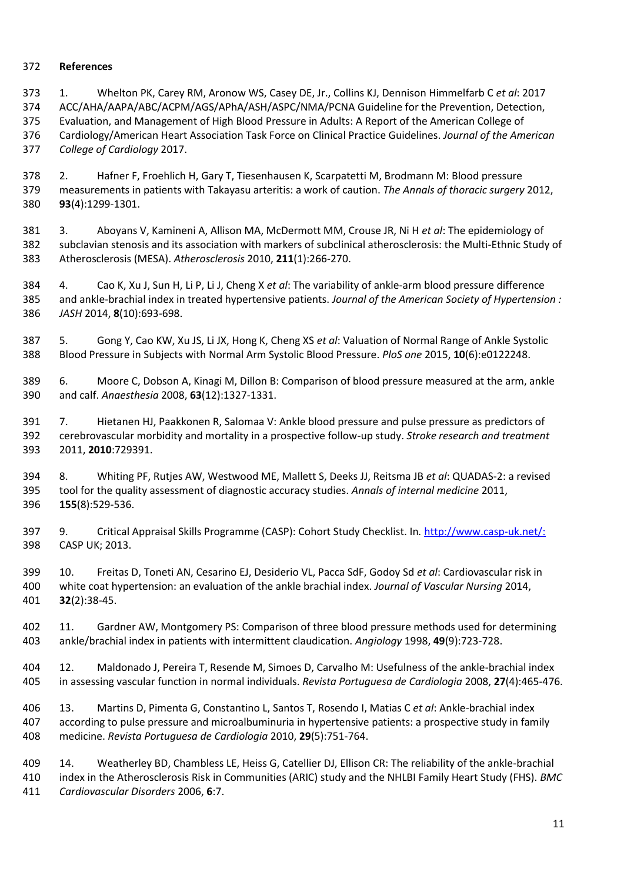## References

1. Whelton PK, Carey RM, Aronow WS, Casey DE, Jr., Collins KJ, Dennison Himmelfarb C *et al*: 2017 ACC/AHA/AAPA/ABC/ACPM/AGS/APhA/ASH/ASPC/NMA/PCNA Guideline for the Prevention, Detection, Evaluation, and Management of High Blood Pressure in Adults: A Report of the American College of Cardiology/American Heart Association Task Force on Clinical Practice Guidelines. *Journal of the American College of Cardiology* 2017.

2. Hafner F, Froehlich H, Gary T, Tiesenhausen K, Scarpatetti M, Brodmann M: Blood pressure measurements in patients with Takayasu arteritis: a work of caution. *The Annals of thoracic surgery* 2012, **93**(4):1299-1301.

3. Aboyans V, Kamineni A, Allison MA, McDermott MM, Crouse JR, Ni H *et al*: The epidemiology of subclavian stenosis and its association with markers of subclinical atherosclerosis: the Multi-Ethnic Study of Atherosclerosis (MESA). *Atherosclerosis* 2010, **211**(1):266-270.

4. Cao K, Xu J, Sun H, Li P, Li J, Cheng X *et al*: The variability of ankle-arm blood pressure difference and ankle-brachial index in treated hypertensive patients. *Journal of the American Society of Hypertension : JASH* 2014, **8**(10):693-698.

5. Gong Y, Cao KW, Xu JS, Li JX, Hong K, Cheng XS *et al*: Valuation of Normal Range of Ankle Systolic Blood Pressure in Subjects with Normal Arm Systolic Blood Pressure. *PloS one* 2015, **10**(6):e0122248.

6. Moore C, Dobson A, Kinagi M, Dillon B: Comparison of blood pressure measured at the arm, ankle and calf. *Anaesthesia* 2008, **63**(12):1327-1331.

7. Hietanen HJ, Paakkonen R, Salomaa V: Ankle blood pressure and pulse pressure as predictors of cerebrovascular morbidity and mortality in a prospective follow-up study. *Stroke research and treatment* 2011, **2010**:729391.

8. Whiting PF, Rutjes AW, Westwood ME, Mallett S, Deeks JJ, Reitsma JB *et al*: QUADAS-2: a revised tool for the quality assessment of diagnostic accuracy studies. *Annals of internal medicine* 2011, **155**(8):529-536.

9. Critical Appraisal Skills Programme (CASP): Cohort Study Checklist. In*.* http://www.casp-uk.net/: CASP UK; 2013.

10. Freitas D, Toneti AN, Cesarino EJ, Desiderio VL, Pacca SdF, Godoy Sd *et al*: Cardiovascular risk in white coat hypertension: an evaluation of the ankle brachial index. *Journal of Vascular Nursing* 2014, **32**(2):38-45.

11. Gardner AW, Montgomery PS: Comparison of three blood pressure methods used for determining ankle/brachial index in patients with intermittent claudication. *Angiology* 1998, **49**(9):723-728.

12. Maldonado J, Pereira T, Resende M, Simoes D, Carvalho M: Usefulness of the ankle-brachial index in assessing vascular function in normal individuals. *Revista Portuguesa de Cardiologia* 2008, **27**(4):465-476.

13. Martins D, Pimenta G, Constantino L, Santos T, Rosendo I, Matias C *et al*: Ankle-brachial index according to pulse pressure and microalbuminuria in hypertensive patients: a prospective study in family medicine. *Revista Portuguesa de Cardiologia* 2010, **29**(5):751-764.

14. Weatherley BD, Chambless LE, Heiss G, Catellier DJ, Ellison CR: The reliability of the ankle-brachial index in the Atherosclerosis Risk in Communities (ARIC) study and the NHLBI Family Heart Study (FHS). *BMC Cardiovascular Disorders* 2006, **6**:7.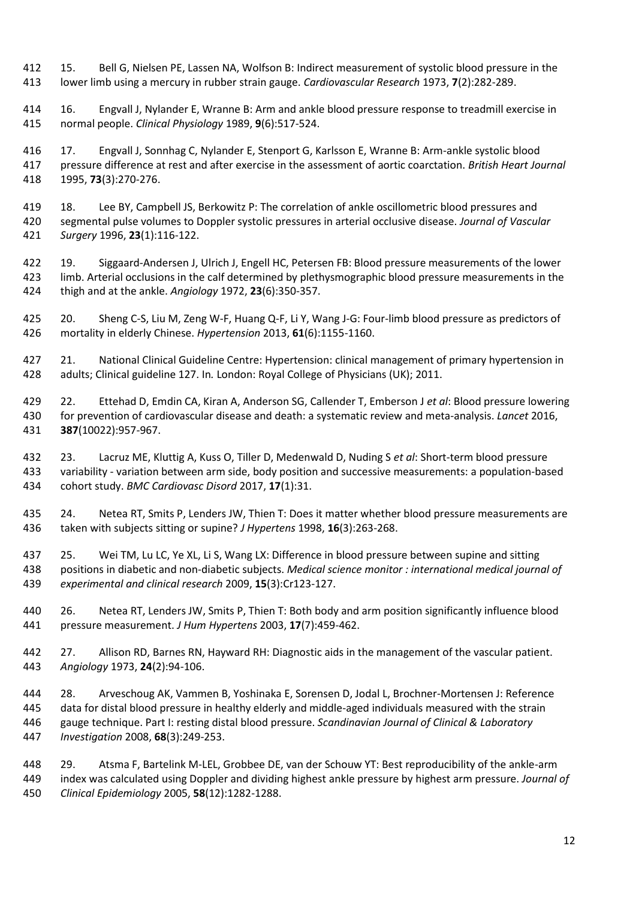15. Bell G, Nielsen PE, Lassen NA, Wolfson B: Indirect measurement of systolic blood pressure in the lower limb using a mercury in rubber strain gauge. *Cardiovascular Research* 1973, **7**(2):282-289.

16. Engvall J, Nylander E, Wranne B: Arm and ankle blood pressure response to treadmill exercise in normal people. *Clinical Physiology* 1989, **9**(6):517-524.

17. Engvall J, Sonnhag C, Nylander E, Stenport G, Karlsson E, Wranne B: Arm-ankle systolic blood pressure difference at rest and after exercise in the assessment of aortic coarctation. *British Heart Journal* 1995, **73**(3):270-276.

18. Lee BY, Campbell JS, Berkowitz P: The correlation of ankle oscillometric blood pressures and segmental pulse volumes to Doppler systolic pressures in arterial occlusive disease. *Journal of Vascular Surgery* 1996, **23**(1):116-122.

19. Siggaard-Andersen J, Ulrich J, Engell HC, Petersen FB: Blood pressure measurements of the lower limb. Arterial occlusions in the calf determined by plethysmographic blood pressure measurements in the thigh and at the ankle. *Angiology* 1972, **23**(6):350-357.

20. Sheng C-S, Liu M, Zeng W-F, Huang Q-F, Li Y, Wang J-G: Four-limb blood pressure as predictors of mortality in elderly Chinese. *Hypertension* 2013, **61**(6):1155-1160.

21. National Clinical Guideline Centre: Hypertension: clinical management of primary hypertension in adults; Clinical guideline 127. In*.* London: Royal College of Physicians (UK); 2011.

22. Ettehad D, Emdin CA, Kiran A, Anderson SG, Callender T, Emberson J *et al*: Blood pressure lowering for prevention of cardiovascular disease and death: a systematic review and meta-analysis. *Lancet* 2016, **387**(10022):957-967.

23. Lacruz ME, Kluttig A, Kuss O, Tiller D, Medenwald D, Nuding S *et al*: Short-term blood pressure variability - variation between arm side, body position and successive measurements: a population-based cohort study. *BMC Cardiovasc Disord* 2017, **17**(1):31.

24. Netea RT, Smits P, Lenders JW, Thien T: Does it matter whether blood pressure measurements are taken with subjects sitting or supine? *J Hypertens* 1998, **16**(3):263-268.

25. Wei TM, Lu LC, Ye XL, Li S, Wang LX: Difference in blood pressure between supine and sitting positions in diabetic and non-diabetic subjects. *Medical science monitor : international medical journal of experimental and clinical research* 2009, **15**(3):Cr123-127.

26. Netea RT, Lenders JW, Smits P, Thien T: Both body and arm position significantly influence blood pressure measurement. *J Hum Hypertens* 2003, **17**(7):459-462.

27. Allison RD, Barnes RN, Hayward RH: Diagnostic aids in the management of the vascular patient. *Angiology* 1973, **24**(2):94-106.

28. Arveschoug AK, Vammen B, Yoshinaka E, Sorensen D, Jodal L, Brochner-Mortensen J: Reference data for distal blood pressure in healthy elderly and middle-aged individuals measured with the strain gauge technique. Part I: resting distal blood pressure. *Scandinavian Journal of Clinical & Laboratory Investigation* 2008, **68**(3):249-253.

29. Atsma F, Bartelink M-LEL, Grobbee DE, van der Schouw YT: Best reproducibility of the ankle-arm index was calculated using Doppler and dividing highest ankle pressure by highest arm pressure. *Journal of Clinical Epidemiology* 2005, **58**(12):1282-1288.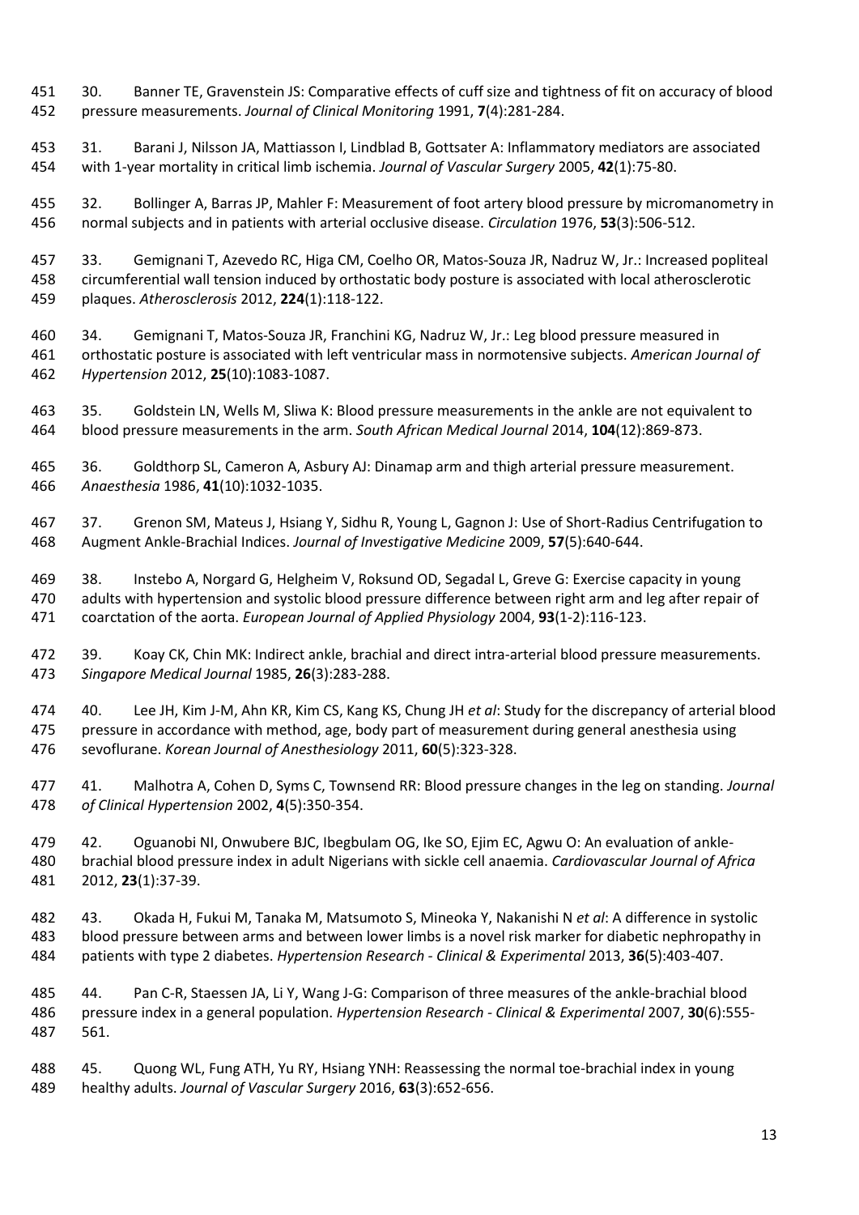30. Banner TE, Gravenstein JS: Comparative effects of cuff size and tightness of fit on accuracy of blood pressure measurements. *Journal of Clinical Monitoring* 1991, **7**(4):281-284.

31. Barani J, Nilsson JA, Mattiasson I, Lindblad B, Gottsater A: Inflammatory mediators are associated with 1-year mortality in critical limb ischemia. *Journal of Vascular Surgery* 2005, **42**(1):75-80.

32. Bollinger A, Barras JP, Mahler F: Measurement of foot artery blood pressure by micromanometry in normal subjects and in patients with arterial occlusive disease. *Circulation* 1976, **53**(3):506-512.

33. Gemignani T, Azevedo RC, Higa CM, Coelho OR, Matos-Souza JR, Nadruz W, Jr.: Increased popliteal circumferential wall tension induced by orthostatic body posture is associated with local atherosclerotic plaques. *Atherosclerosis* 2012, **224**(1):118-122.

34. Gemignani T, Matos-Souza JR, Franchini KG, Nadruz W, Jr.: Leg blood pressure measured in orthostatic posture is associated with left ventricular mass in normotensive subjects. *American Journal of Hypertension* 2012, **25**(10):1083-1087.

35. Goldstein LN, Wells M, Sliwa K: Blood pressure measurements in the ankle are not equivalent to blood pressure measurements in the arm. *South African Medical Journal* 2014, **104**(12):869-873.

36. Goldthorp SL, Cameron A, Asbury AJ: Dinamap arm and thigh arterial pressure measurement. *Anaesthesia* 1986, **41**(10):1032-1035.

37. Grenon SM, Mateus J, Hsiang Y, Sidhu R, Young L, Gagnon J: Use of Short-Radius Centrifugation to Augment Ankle-Brachial Indices. *Journal of Investigative Medicine* 2009, **57**(5):640-644.

38. Instebo A, Norgard G, Helgheim V, Roksund OD, Segadal L, Greve G: Exercise capacity in young adults with hypertension and systolic blood pressure difference between right arm and leg after repair of coarctation of the aorta. *European Journal of Applied Physiology* 2004, **93**(1-2):116-123.

39. Koay CK, Chin MK: Indirect ankle, brachial and direct intra-arterial blood pressure measurements. *Singapore Medical Journal* 1985, **26**(3):283-288.

40. Lee JH, Kim J-M, Ahn KR, Kim CS, Kang KS, Chung JH *et al*: Study for the discrepancy of arterial blood pressure in accordance with method, age, body part of measurement during general anesthesia using sevoflurane. *Korean Journal of Anesthesiology* 2011, **60**(5):323-328.

41. Malhotra A, Cohen D, Syms C, Townsend RR: Blood pressure changes in the leg on standing. *Journal of Clinical Hypertension* 2002, **4**(5):350-354.

42. Oguanobi NI, Onwubere BJC, Ibegbulam OG, Ike SO, Ejim EC, Agwu O: An evaluation of ankle-brachial blood pressure index in adult Nigerians with sickle cell anaemia. *Cardiovascular Journal of Africa* 2012, **23**(1):37-39.

43. Okada H, Fukui M, Tanaka M, Matsumoto S, Mineoka Y, Nakanishi N *et al*: A difference in systolic blood pressure between arms and between lower limbs is a novel risk marker for diabetic nephropathy in patients with type 2 diabetes. *Hypertension Research - Clinical & Experimental* 2013, **36**(5):403-407.

44. Pan C-R, Staessen JA, Li Y, Wang J-G: Comparison of three measures of the ankle-brachial blood pressure index in a general population. *Hypertension Research - Clinical & Experimental* 2007, **30**(6):555-561.

45. Quong WL, Fung ATH, Yu RY, Hsiang YNH: Reassessing the normal toe-brachial index in young healthy adults. *Journal of Vascular Surgery* 2016, **63**(3):652-656.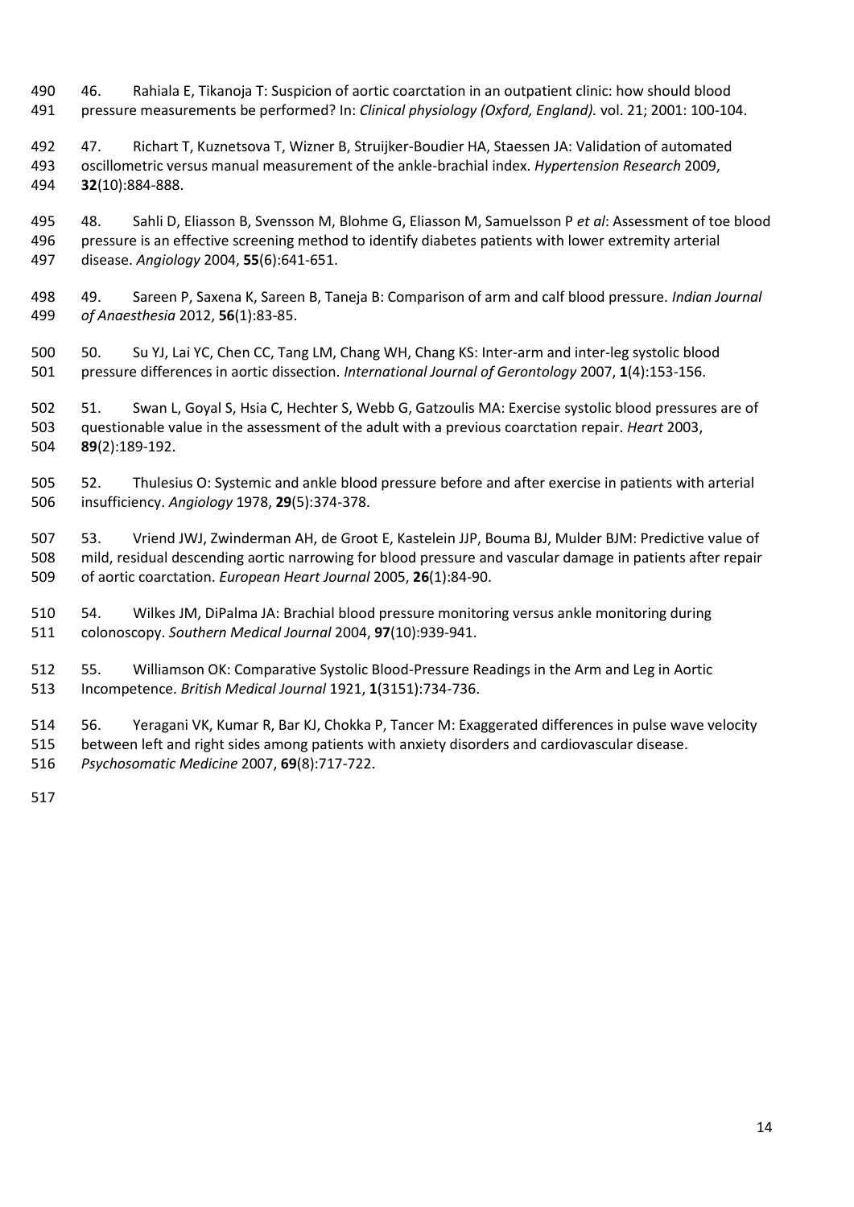46. Rahiala E, Tikanoja T: Suspicion of aortic coarctation in an outpatient clinic: how should blood pressure measurements be performed? In: *Clinical physiology (Oxford, England).* vol. 21; 2001: 100-104.

47. Richart T, Kuznetsova T, Wizner B, Struijker-Boudier HA, Staessen JA: Validation of automated oscillometric versus manual measurement of the ankle-brachial index. *Hypertension Research* 2009, **32**(10):884-888.

48. Sahli D, Eliasson B, Svensson M, Blohme G, Eliasson M, Samuelsson P *et al*: Assessment of toe blood pressure is an effective screening method to identify diabetes patients with lower extremity arterial disease. *Angiology* 2004, **55**(6):641-651.

49. Sareen P, Saxena K, Sareen B, Taneja B: Comparison of arm and calf blood pressure. *Indian Journal of Anaesthesia* 2012, **56**(1):83-85.

50. Su YJ, Lai YC, Chen CC, Tang LM, Chang WH, Chang KS: Inter-arm and inter-leg systolic blood pressure differences in aortic dissection. *International Journal of Gerontology* 2007, **1**(4):153-156.

51. Swan L, Goyal S, Hsia C, Hechter S, Webb G, Gatzoulis MA: Exercise systolic blood pressures are of questionable value in the assessment of the adult with a previous coarctation repair. *Heart* 2003, **89**(2):189-192.

52. Thulesius O: Systemic and ankle blood pressure before and after exercise in patients with arterial insufficiency. *Angiology* 1978, **29**(5):374-378.

53. Vriend JWJ, Zwinderman AH, de Groot E, Kastelein JJP, Bouma BJ, Mulder BJM: Predictive value of mild, residual descending aortic narrowing for blood pressure and vascular damage in patients after repair of aortic coarctation. *European Heart Journal* 2005, **26**(1):84-90.

54. Wilkes JM, DiPalma JA: Brachial blood pressure monitoring versus ankle monitoring during colonoscopy. *Southern Medical Journal* 2004, **97**(10):939-941.

55. Williamson OK: Comparative Systolic Blood-Pressure Readings in the Arm and Leg in Aortic Incompetence. *British Medical Journal* 1921, **1**(3151):734-736.

56. Yeragani VK, Kumar R, Bar KJ, Chokka P, Tancer M: Exaggerated differences in pulse wave velocity between left and right sides among patients with anxiety disorders and cardiovascular disease. *Psychosomatic Medicine* 2007, **69**(8):717-722.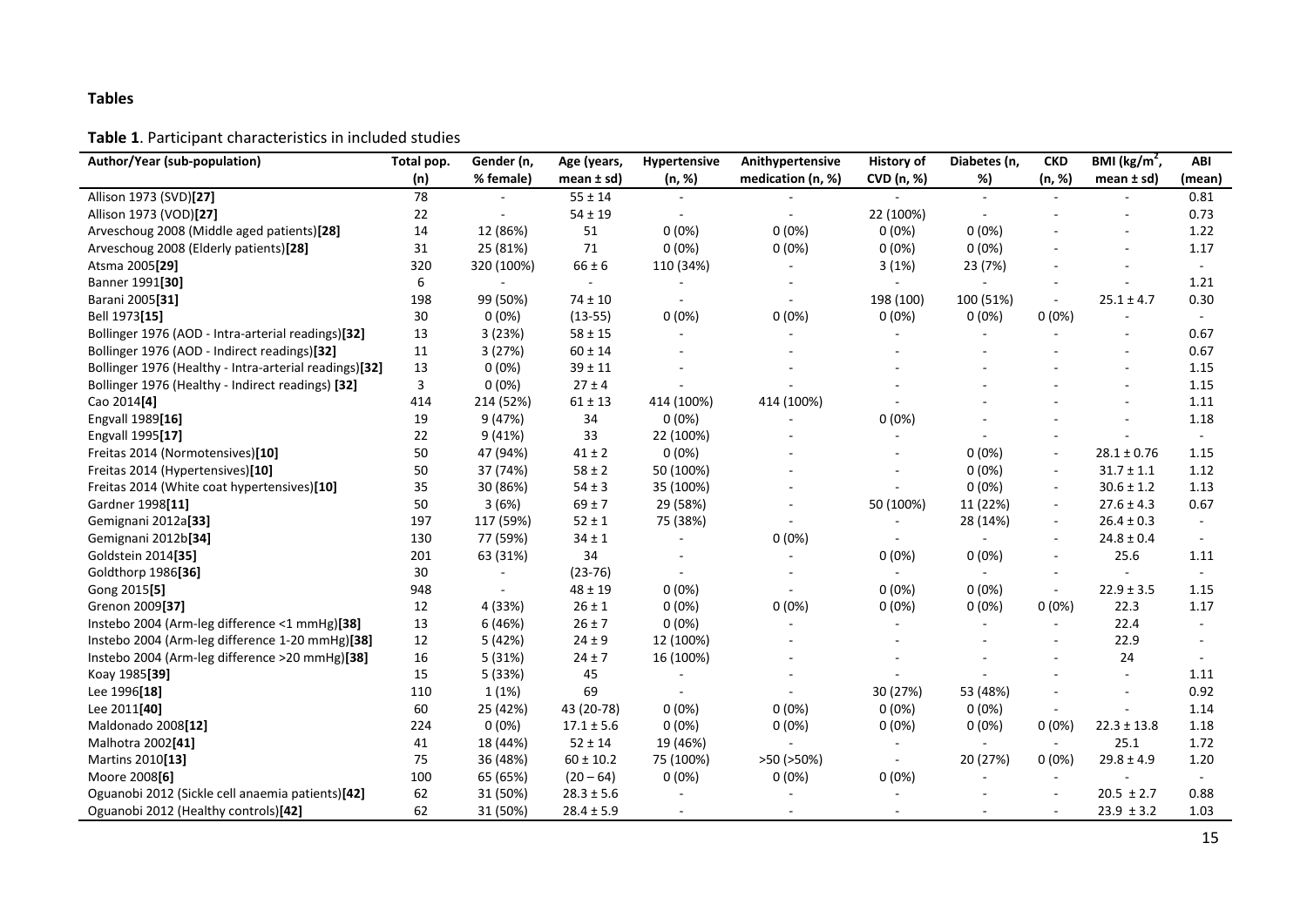## Tables

**Table 1**. Participant characteristics in included studies

| Author/Year (sub-population) | Total pop. (n) | Gender (n, % female) | Age (years, mean ± sd) | Hypertensive (n, %) | Anithypertensive medication (n, %) | History of CVD (n, %) | Diabetes (n, %) | CKD (n, %) | BMI (kg/m$^2$, mean ± sd) | ABI (mean) |
|---|---|---|---|---|---|---|---|---|---|---|
| Allison 1973 (SVD)**[27]** | 78 | - | 55 ± 14 | - | - | - | - | - | - | 0.81 |
| Allison 1973 (VOD)**[27]** | 22 | - | 54 ± 19 | - | - | 22 (100%) | - | - | - | 0.73 |
| Arveschoug 2008 (Middle aged patients)**[28]** | 14 | 12 (86%) | 51 | 0 (0%) | 0 (0%) | 0 (0%) | 0 (0%) | - | - | 1.22 |
| Arveschoug 2008 (Elderly patients)**[28]** | 31 | 25 (81%) | 71 | 0 (0%) | 0 (0%) | 0 (0%) | 0 (0%) | - | - | 1.17 |
| Atsma 2005**[29]** | 320 | 320 (100%) | 66 ± 6 | 110 (34%) | - | 3 (1%) | 23 (7%) | - | - | - |
| Banner 1991**[30]** | 6 | - | - | - | - | - | - | - | - | 1.21 |
| Barani 2005**[31]** | 198 | 99 (50%) | 74 ± 10 | - | - | 198 (100) | 100 (51%) | - | 25.1 ± 4.7 | 0.30 |
| Bell 1973**[15]** | 30 | 0 (0%) | (13-55) | 0 (0%) | 0 (0%) | 0 (0%) | 0 (0%) | 0 (0%) | - | - |
| Bollinger 1976 (AOD - Intra-arterial readings)**[32]** | 13 | 3 (23%) | 58 ± 15 | - | - | - | - | - | - | 0.67 |
| Bollinger 1976 (AOD - Indirect readings)**[32]** | 11 | 3 (27%) | 60 ± 14 | - | - | - | - | - | - | 0.67 |
| Bollinger 1976 (Healthy - Intra-arterial readings)**[32]** | 13 | 0 (0%) | 39 ± 11 | - | - | - | - | - | - | 1.15 |
| Bollinger 1976 (Healthy - Indirect readings) **[32]** | 3 | 0 (0%) | 27 ± 4 | - | - | - | - | - | - | 1.15 |
| Cao 2014**[4]** | 414 | 214 (52%) | 61 ± 13 | 414 (100%) | 414 (100%) | - | - | - | - | 1.11 |
| Engvall 1989**[16]** | 19 | 9 (47%) | 34 | 0 (0%) | - | 0 (0%) | - | - | - | 1.18 |
| Engvall 1995**[17]** | 22 | 9 (41%) | 33 | 22 (100%) | - | - | - | - | - | - |
| Freitas 2014 (Normotensives)**[10]** | 50 | 47 (94%) | 41 ± 2 | 0 (0%) | - | - | 0 (0%) | - | 28.1 ± 0.76 | 1.15 |
| Freitas 2014 (Hypertensives)**[10]** | 50 | 37 (74%) | 58 ± 2 | 50 (100%) | - | - | 0 (0%) | - | 31.7 ± 1.1 | 1.12 |
| Freitas 2014 (White coat hypertensives)**[10]** | 35 | 30 (86%) | 54 ± 3 | 35 (100%) | - | - | 0 (0%) | - | 30.6 ± 1.2 | 1.13 |
| Gardner 1998**[11]** | 50 | 3 (6%) | 69 ± 7 | 29 (58%) | - | 50 (100%) | 11 (22%) | - | 27.6 ± 4.3 | 0.67 |
| Gemignani 2012a**[33]** | 197 | 117 (59%) | 52 ± 1 | 75 (38%) | - | - | 28 (14%) | - | 26.4 ± 0.3 | - |
| Gemignani 2012b**[34]** | 130 | 77 (59%) | 34 ± 1 | - | 0 (0%) | - | - | - | 24.8 ± 0.4 | - |
| Goldstein 2014**[35]** | 201 | 63 (31%) | 34 | - | - | 0 (0%) | 0 (0%) | - | 25.6 | 1.11 |
| Goldthorp 1986**[36]** | 30 | - | (23-76) | - | - | - | - | - | - | - |
| Gong 2015**[5]** | 948 | - | 48 ± 19 | 0 (0%) | - | 0 (0%) | 0 (0%) | - | 22.9 ± 3.5 | 1.15 |
| Grenon 2009**[37]** | 12 | 4 (33%) | 26 ± 1 | 0 (0%) | 0 (0%) | 0 (0%) | 0 (0%) | 0 (0%) | 22.3 | 1.17 |
| Instebo 2004 (Arm-leg difference <1 mmHg)**[38]** | 13 | 6 (46%) | 26 ± 7 | 0 (0%) | - | - | - | - | 22.4 | - |
| Instebo 2004 (Arm-leg difference 1-20 mmHg)**[38]** | 12 | 5 (42%) | 24 ± 9 | 12 (100%) | - | - | - | - | 22.9 | - |
| Instebo 2004 (Arm-leg difference >20 mmHg)**[38]** | 16 | 5 (31%) | 24 ± 7 | 16 (100%) | - | - | - | - | 24 | - |
| Koay 1985**[39]** | 15 | 5 (33%) | 45 | - | - | - | - | - | - | 1.11 |
| Lee 1996**[18]** | 110 | 1 (1%) | 69 | - | - | 30 (27%) | 53 (48%) | - | - | 0.92 |
| Lee 2011**[40]** | 60 | 25 (42%) | 43 (20-78) | 0 (0%) | 0 (0%) | 0 (0%) | 0 (0%) | - | - | 1.14 |
| Maldonado 2008**[12]** | 224 | 0 (0%) | 17.1 ± 5.6 | 0 (0%) | 0 (0%) | 0 (0%) | 0 (0%) | 0 (0%) | 22.3 ± 13.8 | 1.18 |
| Malhotra 2002**[41]** | 41 | 18 (44%) | 52 ± 14 | 19 (46%) | - | - | - | - | 25.1 | 1.72 |
| Martins 2010**[13]** | 75 | 36 (48%) | 60 ± 10.2 | 75 (100%) | >50 (>50%) | - | 20 (27%) | 0 (0%) | 29.8 ± 4.9 | 1.20 |
| Moore 2008**[6]** | 100 | 65 (65%) | (20 – 64) | 0 (0%) | 0 (0%) | 0 (0%) | - | - | - | - |
| Oguanobi 2012 (Sickle cell anaemia patients)**[42]** | 62 | 31 (50%) | 28.3 ± 5.6 | - | - | - | - | - | 20.5 ± 2.7 | 0.88 |
| Oguanobi 2012 (Healthy controls)**[42]** | 62 | 31 (50%) | 28.4 ± 5.9 | - | - | - | - | - | 23.9 ± 3.2 | 1.03 |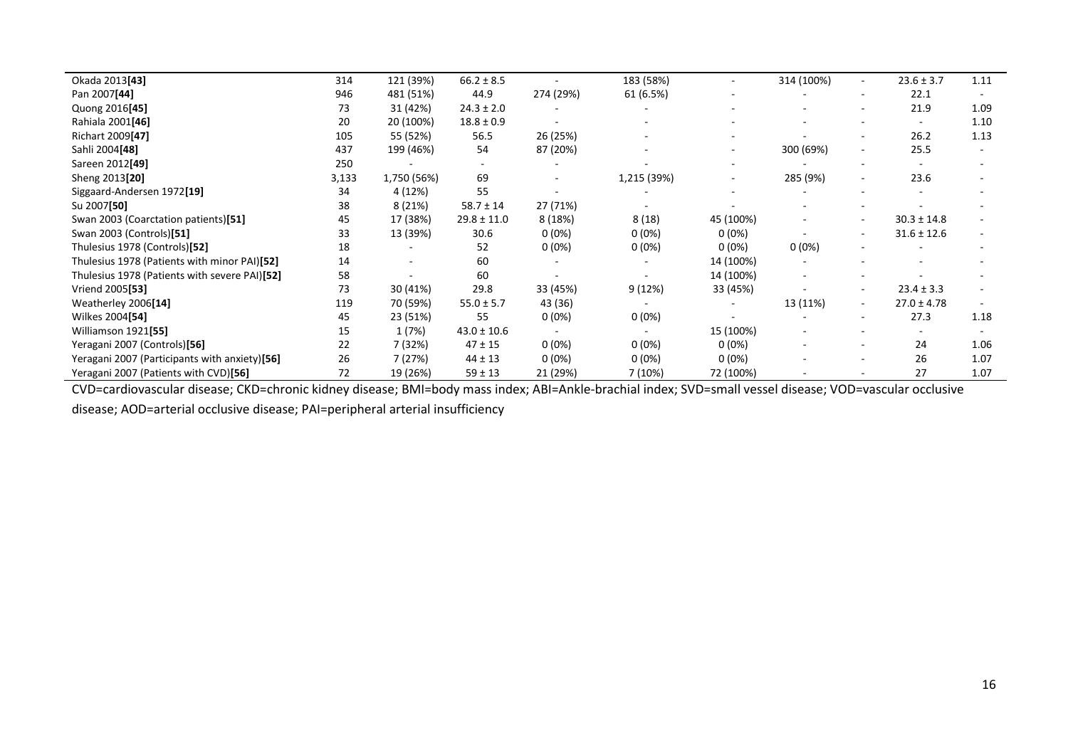| | | | | | | | | | | |
|---|---|---|---|---|---|---|---|---|---|---|
| Okada 2013**[43]** | 314 | 121 (39%) | 66.2 ± 8.5 | - | 183 (58%) | - | 314 (100%) | - | 23.6 ± 3.7 | 1.11 |
| Pan 2007**[44]** | 946 | 481 (51%) | 44.9 | 274 (29%) | 61 (6.5%) | - | - | - | 22.1 | - |
| Quong 2016**[45]** | 73 | 31 (42%) | 24.3 ± 2.0 | - | - | - | - | - | 21.9 | 1.09 |
| Rahiala 2001**[46]** | 20 | 20 (100%) | 18.8 ± 0.9 | - | - | - | - | - | - | 1.10 |
| Richart 2009**[47]** | 105 | 55 (52%) | 56.5 | 26 (25%) | - | - | - | - | 26.2 | 1.13 |
| Sahli 2004**[48]** | 437 | 199 (46%) | 54 | 87 (20%) | - | - | 300 (69%) | - | 25.5 | - |
| Sareen 2012**[49]** | 250 | - | - | - | - | - | - | - | - | - |
| Sheng 2013**[20]** | 3,133 | 1,750 (56%) | 69 | - | 1,215 (39%) | - | 285 (9%) | - | 23.6 | - |
| Siggaard-Andersen 1972**[19]** | 34 | 4 (12%) | 55 | - | - | - | - | - | - | - |
| Su 2007**[50]** | 38 | 8 (21%) | 58.7 ± 14 | 27 (71%) | - | - | - | - | - | - |
| Swan 2003 (Coarctation patients)**[51]** | 45 | 17 (38%) | 29.8 ± 11.0 | 8 (18%) | 8 (18) | 45 (100%) | - | - | 30.3 ± 14.8 | - |
| Swan 2003 (Controls)**[51]** | 33 | 13 (39%) | 30.6 | 0 (0%) | 0 (0%) | 0 (0%) | - | - | 31.6 ± 12.6 | - |
| Thulesius 1978 (Controls)**[52]** | 18 | - | 52 | 0 (0%) | 0 (0%) | 0 (0%) | 0 (0%) | - | - | - |
| Thulesius 1978 (Patients with minor PAI)**[52]** | 14 | - | 60 | - | - | 14 (100%) | - | - | - | - |
| Thulesius 1978 (Patients with severe PAI)**[52]** | 58 | - | 60 | - | - | 14 (100%) | - | - | - | - |
| Vriend 2005**[53]** | 73 | 30 (41%) | 29.8 | 33 (45%) | 9 (12%) | 33 (45%) | - | - | 23.4 ± 3.3 | - |
| Weatherley 2006**[14]** | 119 | 70 (59%) | 55.0 ± 5.7 | 43 (36) | - | - | 13 (11%) | - | 27.0 ± 4.78 | - |
| Wilkes 2004**[54]** | 45 | 23 (51%) | 55 | 0 (0%) | 0 (0%) | - | - | - | 27.3 | 1.18 |
| Williamson 1921**[55]** | 15 | 1 (7%) | 43.0 ± 10.6 | - | - | 15 (100%) | - | - | - | - |
| Yeragani 2007 (Controls)**[56]** | 22 | 7 (32%) | 47 ± 15 | 0 (0%) | 0 (0%) | 0 (0%) | - | - | 24 | 1.06 |
| Yeragani 2007 (Participants with anxiety)**[56]** | 26 | 7 (27%) | 44 ± 13 | 0 (0%) | 0 (0%) | 0 (0%) | - | - | 26 | 1.07 |
| Yeragani 2007 (Patients with CVD)**[56]** | 72 | 19 (26%) | 59 ± 13 | 21 (29%) | 7 (10%) | 72 (100%) | - | - | 27 | 1.07 |

CVD=cardiovascular disease; CKD=chronic kidney disease; BMI=body mass index; ABI=Ankle-brachial index; SVD=small vessel disease; VOD=vascular occlusive disease; AOD=arterial occlusive disease; PAI=peripheral arterial insufficiency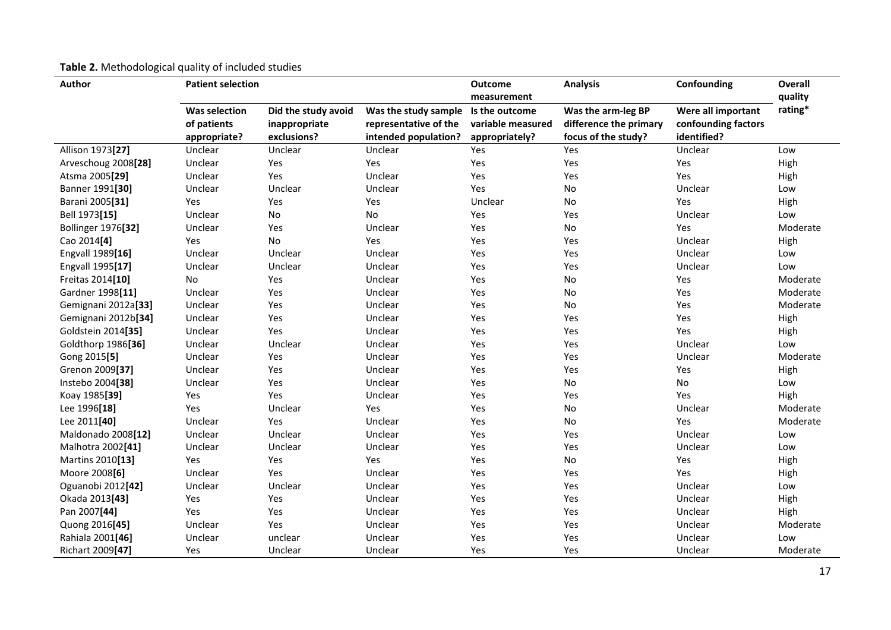**Table 2.** Methodological quality of included studies

| Author | Patient selection | | | Outcome measurement | Analysis | Confounding | Overall quality rating* |
|---|---|---|---|---|---|---|---|
| | Was selection of patients appropriate? | Did the study avoid inappropriate exclusions? | Was the study sample representative of the intended population? | Is the outcome variable measured appropriately? | Was the arm-leg BP difference the primary focus of the study? | Were all important confounding factors identified? | |
| Allison 1973**[27]** | Unclear | Unclear | Unclear | Yes | Yes | Unclear | Low |
| Arveschoug 2008**[28]** | Unclear | Yes | Yes | Yes | Yes | Yes | High |
| Atsma 2005**[29]** | Unclear | Yes | Unclear | Yes | Yes | Yes | High |
| Banner 1991**[30]** | Unclear | Unclear | Unclear | Yes | No | Unclear | Low |
| Barani 2005**[31]** | Yes | Yes | Yes | Unclear | No | Yes | High |
| Bell 1973**[15]** | Unclear | No | No | Yes | Yes | Unclear | Low |
| Bollinger 1976**[32]** | Unclear | Yes | Unclear | Yes | No | Yes | Moderate |
| Cao 2014**[4]** | Yes | No | Yes | Yes | Yes | Unclear | High |
| Engvall 1989**[16]** | Unclear | Unclear | Unclear | Yes | Yes | Unclear | Low |
| Engvall 1995**[17]** | Unclear | Unclear | Unclear | Yes | Yes | Unclear | Low |
| Freitas 2014**[10]** | No | Yes | Unclear | Yes | No | Yes | Moderate |
| Gardner 1998**[11]** | Unclear | Yes | Unclear | Yes | No | Yes | Moderate |
| Gemignani 2012a**[33]** | Unclear | Yes | Unclear | Yes | No | Yes | Moderate |
| Gemignani 2012b**[34]** | Unclear | Yes | Unclear | Yes | Yes | Yes | High |
| Goldstein 2014**[35]** | Unclear | Yes | Unclear | Yes | Yes | Yes | High |
| Goldthorp 1986**[36]** | Unclear | Unclear | Unclear | Yes | Yes | Unclear | Low |
| Gong 2015**[5]** | Unclear | Yes | Unclear | Yes | Yes | Unclear | Moderate |
| Grenon 2009**[37]** | Unclear | Yes | Unclear | Yes | Yes | Yes | High |
| Instebo 2004**[38]** | Unclear | Yes | Unclear | Yes | No | No | Low |
| Koay 1985**[39]** | Yes | Yes | Unclear | Yes | Yes | Yes | High |
| Lee 1996**[18]** | Yes | Unclear | Yes | Yes | No | Unclear | Moderate |
| Lee 2011**[40]** | Unclear | Yes | Unclear | Yes | No | Yes | Moderate |
| Maldonado 2008**[12]** | Unclear | Unclear | Unclear | Yes | Yes | Unclear | Low |
| Malhotra 2002**[41]** | Unclear | Unclear | Unclear | Yes | Yes | Unclear | Low |
| Martins 2010**[13]** | Yes | Yes | Yes | Yes | No | Yes | High |
| Moore 2008**[6]** | Unclear | Yes | Unclear | Yes | Yes | Yes | High |
| Oguanobi 2012**[42]** | Unclear | Unclear | Unclear | Yes | Yes | Unclear | Low |
| Okada 2013**[43]** | Yes | Yes | Unclear | Yes | Yes | Unclear | High |
| Pan 2007**[44]** | Yes | Yes | Unclear | Yes | Yes | Unclear | High |
| Quong 2016**[45]** | Unclear | Yes | Unclear | Yes | Yes | Unclear | Moderate |
| Rahiala 2001**[46]** | Unclear | unclear | Unclear | Yes | Yes | Unclear | Low |
| Richart 2009**[47]** | Yes | Unclear | Unclear | Yes | Yes | Unclear | Moderate |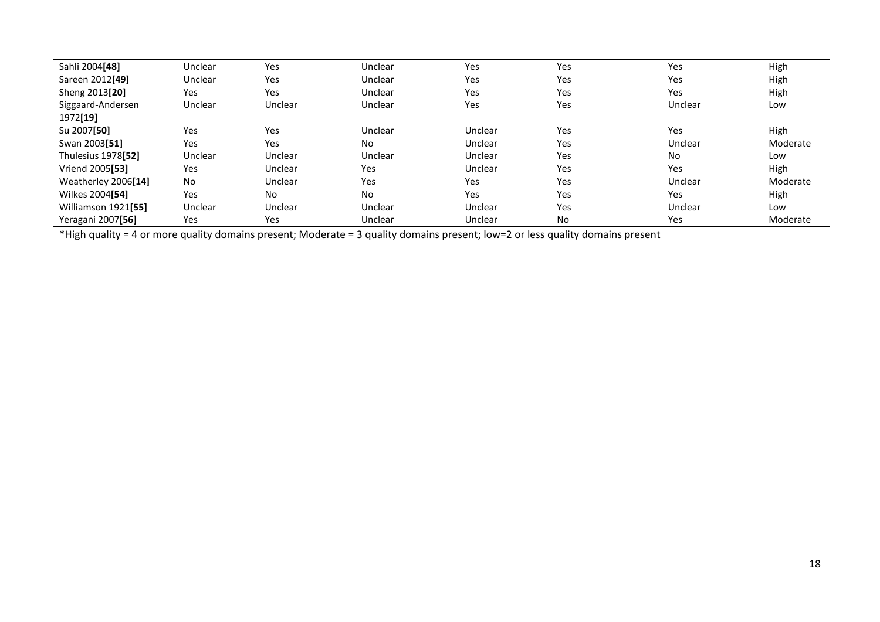| | | | | | | | |
|---|---|---|---|---|---|---|---|
| Sahli 2004**[48]** | Unclear | Yes | Unclear | Yes | Yes | Yes | High |
| Sareen 2012**[49]** | Unclear | Yes | Unclear | Yes | Yes | Yes | High |
| Sheng 2013**[20]** | Yes | Yes | Unclear | Yes | Yes | Yes | High |
| Siggaard-Andersen 1972**[19]** | Unclear | Unclear | Unclear | Yes | Yes | Unclear | Low |
| Su 2007**[50]** | Yes | Yes | Unclear | Unclear | Yes | Yes | High |
| Swan 2003**[51]** | Yes | Yes | No | Unclear | Yes | Unclear | Moderate |
| Thulesius 1978**[52]** | Unclear | Unclear | Unclear | Unclear | Yes | No | Low |
| Vriend 2005**[53]** | Yes | Unclear | Yes | Unclear | Yes | Yes | High |
| Weatherley 2006**[14]** | No | Unclear | Yes | Yes | Yes | Unclear | Moderate |
| Wilkes 2004**[54]** | Yes | No | No | Yes | Yes | Yes | High |
| Williamson 1921**[55]** | Unclear | Unclear | Unclear | Unclear | Yes | Unclear | Low |
| Yeragani 2007**[56]** | Yes | Yes | Unclear | Unclear | No | Yes | Moderate |

*High quality = 4 or more quality domains present; Moderate = 3 quality domains present; low=2 or less quality domains present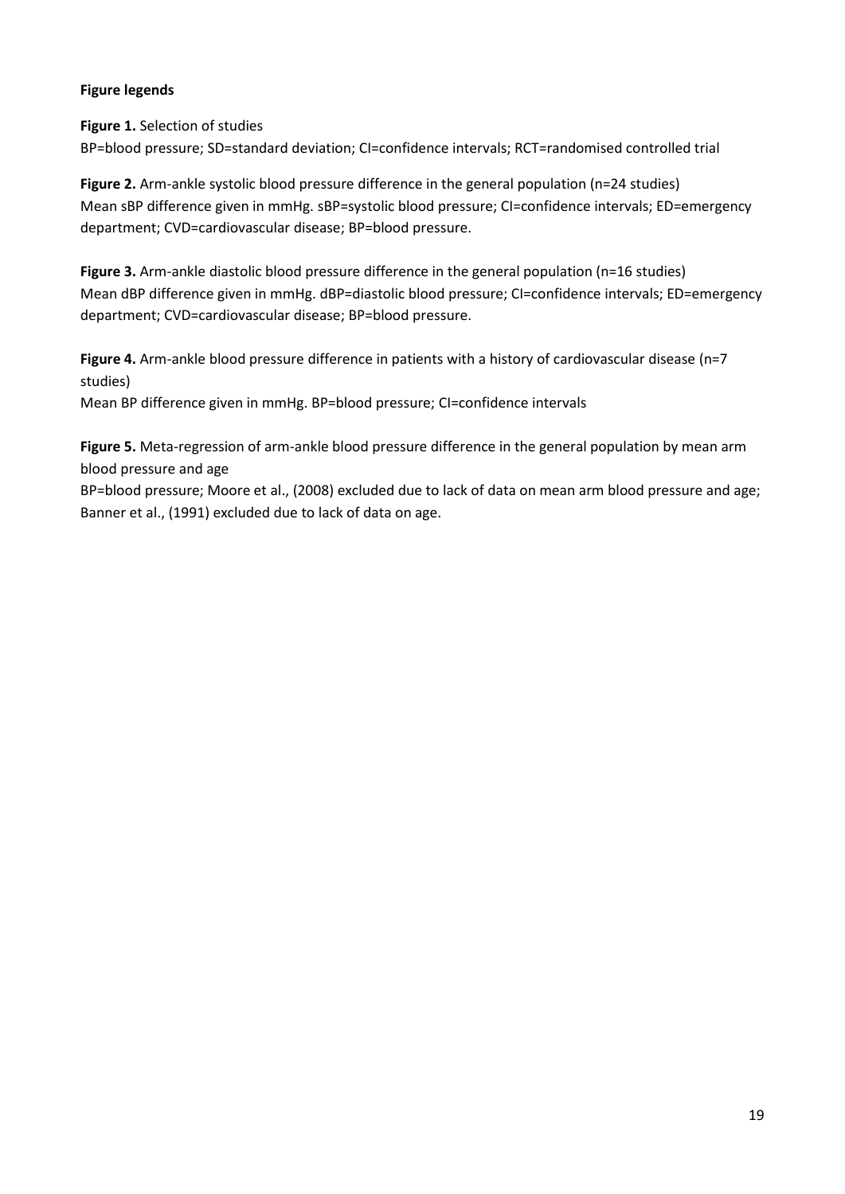**Figure legends**

**Figure 1.** Selection of studies
BP=blood pressure; SD=standard deviation; CI=confidence intervals; RCT=randomised controlled trial

**Figure 2.** Arm-ankle systolic blood pressure difference in the general population (n=24 studies)
Mean sBP difference given in mmHg. sBP=systolic blood pressure; CI=confidence intervals; ED=emergency department; CVD=cardiovascular disease; BP=blood pressure.

**Figure 3.** Arm-ankle diastolic blood pressure difference in the general population (n=16 studies)
Mean dBP difference given in mmHg. dBP=diastolic blood pressure; CI=confidence intervals; ED=emergency department; CVD=cardiovascular disease; BP=blood pressure.

**Figure 4.** Arm-ankle blood pressure difference in patients with a history of cardiovascular disease (n=7 studies)
Mean BP difference given in mmHg. BP=blood pressure; CI=confidence intervals

**Figure 5.** Meta-regression of arm-ankle blood pressure difference in the general population by mean arm blood pressure and age
BP=blood pressure; Moore et al., (2008) excluded due to lack of data on mean arm blood pressure and age; Banner et al., (1991) excluded due to lack of data on age.